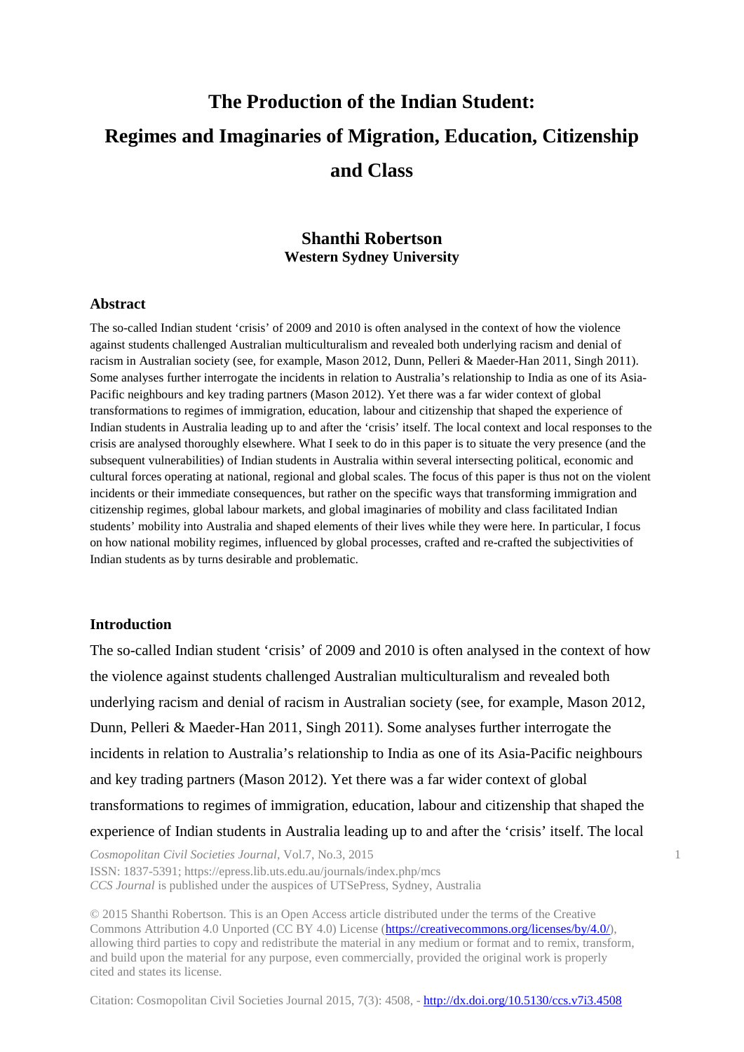# The Production of the Indian Student: Regimes and Imaginaries of Migration, Education, Citizenship and Class

**Shanthi Robertson**
**Western Sydney University**

## Abstract

The so-called Indian student 'crisis' of 2009 and 2010 is often analysed in the context of how the violence against students challenged Australian multiculturalism and revealed both underlying racism and denial of racism in Australian society (see, for example, Mason 2012, Dunn, Pelleri & Maeder-Han 2011, Singh 2011). Some analyses further interrogate the incidents in relation to Australia's relationship to India as one of its Asia-Pacific neighbours and key trading partners (Mason 2012). Yet there was a far wider context of global transformations to regimes of immigration, education, labour and citizenship that shaped the experience of Indian students in Australia leading up to and after the 'crisis' itself. The local context and local responses to the crisis are analysed thoroughly elsewhere. What I seek to do in this paper is to situate the very presence (and the subsequent vulnerabilities) of Indian students in Australia within several intersecting political, economic and cultural forces operating at national, regional and global scales. The focus of this paper is thus not on the violent incidents or their immediate consequences, but rather on the specific ways that transforming immigration and citizenship regimes, global labour markets, and global imaginaries of mobility and class facilitated Indian students' mobility into Australia and shaped elements of their lives while they were here. In particular, I focus on how national mobility regimes, influenced by global processes, crafted and re-crafted the subjectivities of Indian students as by turns desirable and problematic.

## Introduction

The so-called Indian student 'crisis' of 2009 and 2010 is often analysed in the context of how the violence against students challenged Australian multiculturalism and revealed both underlying racism and denial of racism in Australian society (see, for example, Mason 2012, Dunn, Pelleri & Maeder-Han 2011, Singh 2011). Some analyses further interrogate the incidents in relation to Australia's relationship to India as one of its Asia-Pacific neighbours and key trading partners (Mason 2012). Yet there was a far wider context of global transformations to regimes of immigration, education, labour and citizenship that shaped the experience of Indian students in Australia leading up to and after the 'crisis' itself. The local

*Cosmopolitan Civil Societies Journal*, Vol.7, No.3, 2015
ISSN: 1837-5391; https://epress.lib.uts.edu.au/journals/index.php/mcs
*CCS Journal* is published under the auspices of UTSePress, Sydney, Australia

© 2015 Shanthi Robertson. This is an Open Access article distributed under the terms of the Creative Commons Attribution 4.0 Unported (CC BY 4.0) License (https://creativecommons.org/licenses/by/4.0/), allowing third parties to copy and redistribute the material in any medium or format and to remix, transform, and build upon the material for any purpose, even commercially, provided the original work is properly cited and states its license.

Citation: Cosmopolitan Civil Societies Journal 2015, 7(3): 4508, - http://dx.doi.org/10.5130/ccs.v7i3.4508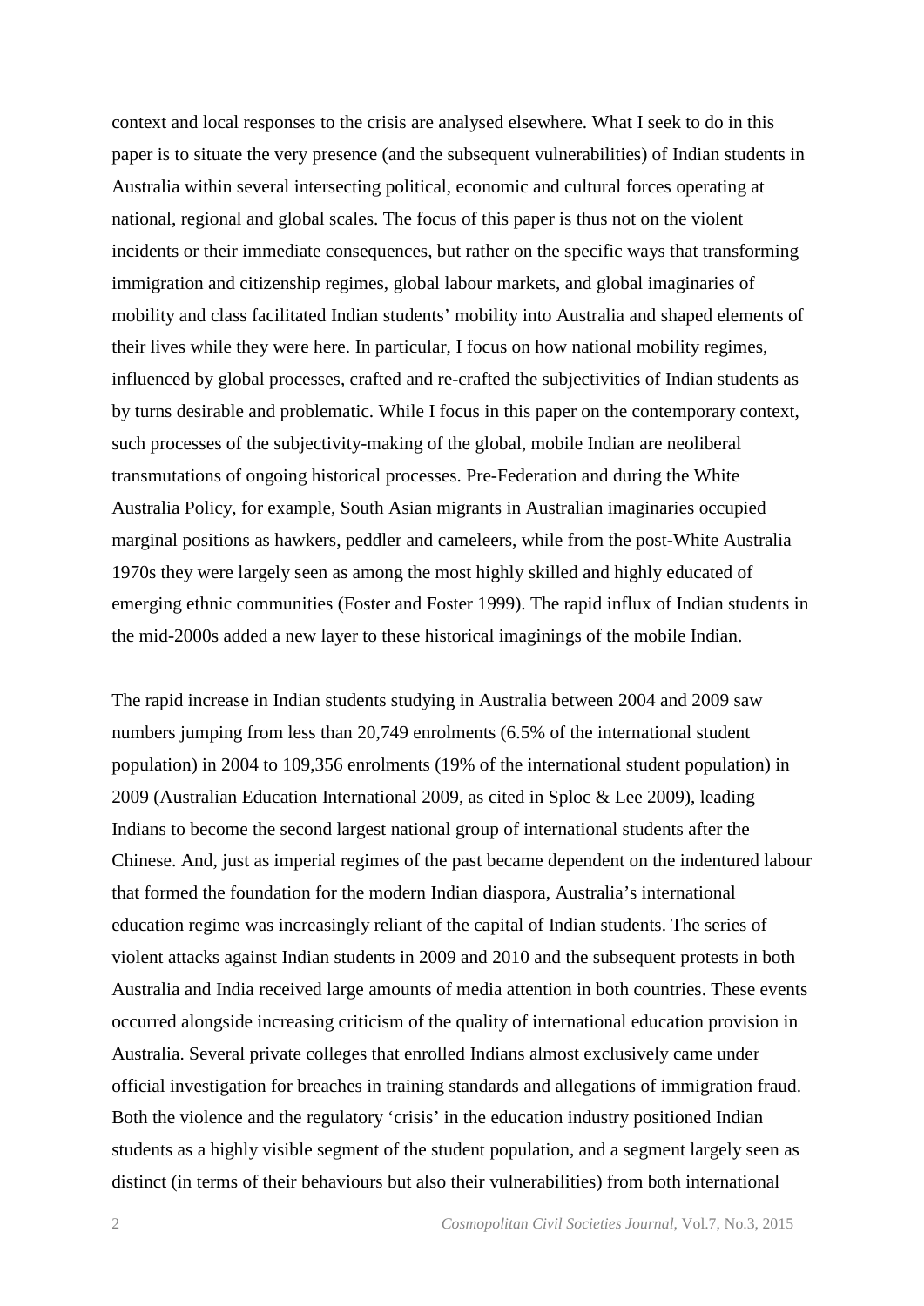context and local responses to the crisis are analysed elsewhere. What I seek to do in this paper is to situate the very presence (and the subsequent vulnerabilities) of Indian students in Australia within several intersecting political, economic and cultural forces operating at national, regional and global scales. The focus of this paper is thus not on the violent incidents or their immediate consequences, but rather on the specific ways that transforming immigration and citizenship regimes, global labour markets, and global imaginaries of mobility and class facilitated Indian students' mobility into Australia and shaped elements of their lives while they were here. In particular, I focus on how national mobility regimes, influenced by global processes, crafted and re-crafted the subjectivities of Indian students as by turns desirable and problematic. While I focus in this paper on the contemporary context, such processes of the subjectivity-making of the global, mobile Indian are neoliberal transmutations of ongoing historical processes. Pre-Federation and during the White Australia Policy, for example, South Asian migrants in Australian imaginaries occupied marginal positions as hawkers, peddler and cameleers, while from the post-White Australia 1970s they were largely seen as among the most highly skilled and highly educated of emerging ethnic communities (Foster and Foster 1999). The rapid influx of Indian students in the mid-2000s added a new layer to these historical imaginings of the mobile Indian.

The rapid increase in Indian students studying in Australia between 2004 and 2009 saw numbers jumping from less than 20,749 enrolments (6.5% of the international student population) in 2004 to 109,356 enrolments (19% of the international student population) in 2009 (Australian Education International 2009, as cited in Sploc & Lee 2009), leading Indians to become the second largest national group of international students after the Chinese. And, just as imperial regimes of the past became dependent on the indentured labour that formed the foundation for the modern Indian diaspora, Australia's international education regime was increasingly reliant of the capital of Indian students. The series of violent attacks against Indian students in 2009 and 2010 and the subsequent protests in both Australia and India received large amounts of media attention in both countries. These events occurred alongside increasing criticism of the quality of international education provision in Australia. Several private colleges that enrolled Indians almost exclusively came under official investigation for breaches in training standards and allegations of immigration fraud. Both the violence and the regulatory 'crisis' in the education industry positioned Indian students as a highly visible segment of the student population, and a segment largely seen as distinct (in terms of their behaviours but also their vulnerabilities) from both international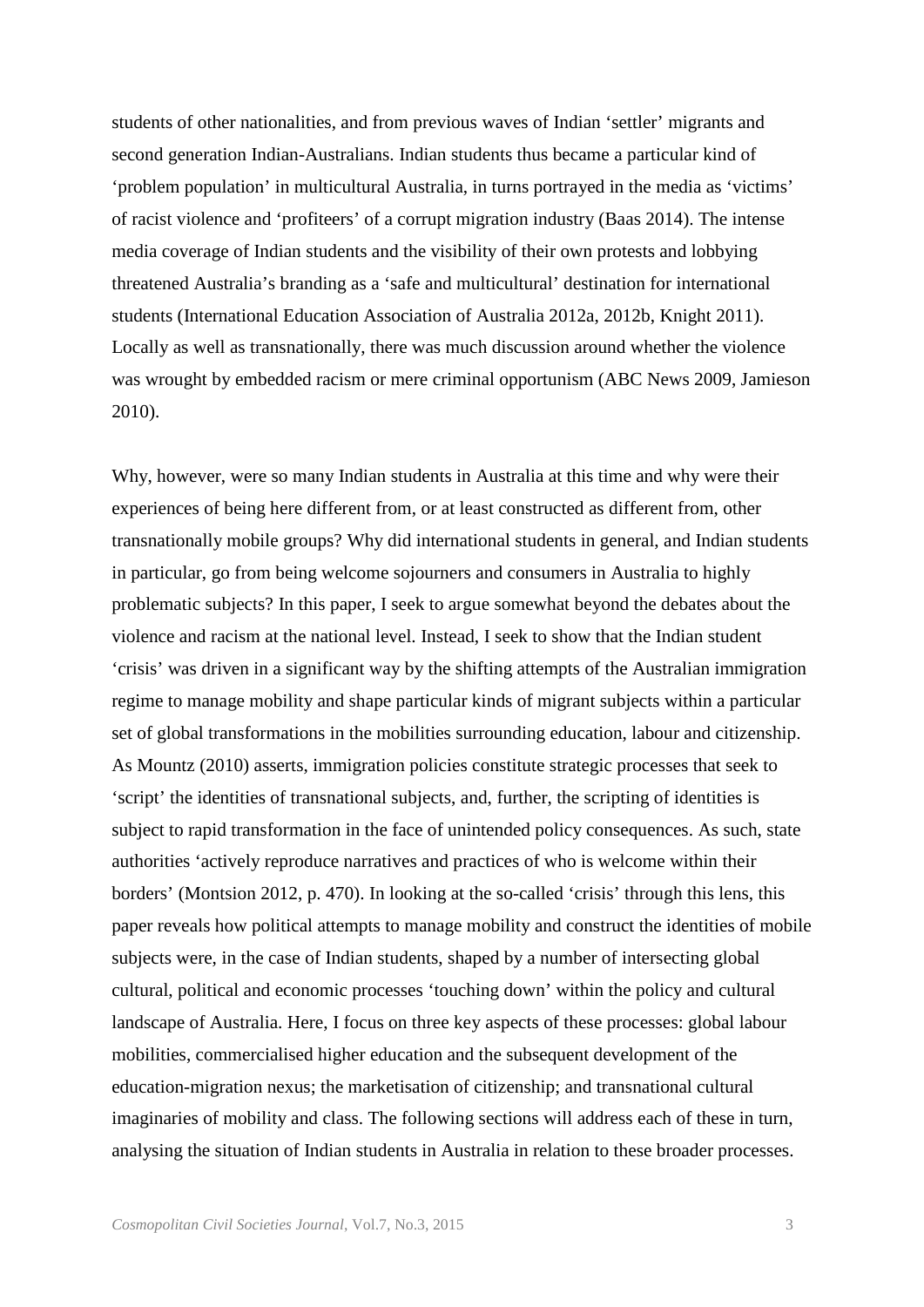students of other nationalities, and from previous waves of Indian 'settler' migrants and second generation Indian-Australians. Indian students thus became a particular kind of 'problem population' in multicultural Australia, in turns portrayed in the media as 'victims' of racist violence and 'profiteers' of a corrupt migration industry (Baas 2014). The intense media coverage of Indian students and the visibility of their own protests and lobbying threatened Australia's branding as a 'safe and multicultural' destination for international students (International Education Association of Australia 2012a, 2012b, Knight 2011). Locally as well as transnationally, there was much discussion around whether the violence was wrought by embedded racism or mere criminal opportunism (ABC News 2009, Jamieson 2010).

Why, however, were so many Indian students in Australia at this time and why were their experiences of being here different from, or at least constructed as different from, other transnationally mobile groups? Why did international students in general, and Indian students in particular, go from being welcome sojourners and consumers in Australia to highly problematic subjects? In this paper, I seek to argue somewhat beyond the debates about the violence and racism at the national level. Instead, I seek to show that the Indian student 'crisis' was driven in a significant way by the shifting attempts of the Australian immigration regime to manage mobility and shape particular kinds of migrant subjects within a particular set of global transformations in the mobilities surrounding education, labour and citizenship. As Mountz (2010) asserts, immigration policies constitute strategic processes that seek to 'script' the identities of transnational subjects, and, further, the scripting of identities is subject to rapid transformation in the face of unintended policy consequences. As such, state authorities 'actively reproduce narratives and practices of who is welcome within their borders' (Montsion 2012, p. 470). In looking at the so-called 'crisis' through this lens, this paper reveals how political attempts to manage mobility and construct the identities of mobile subjects were, in the case of Indian students, shaped by a number of intersecting global cultural, political and economic processes 'touching down' within the policy and cultural landscape of Australia. Here, I focus on three key aspects of these processes: global labour mobilities, commercialised higher education and the subsequent development of the education-migration nexus; the marketisation of citizenship; and transnational cultural imaginaries of mobility and class. The following sections will address each of these in turn, analysing the situation of Indian students in Australia in relation to these broader processes.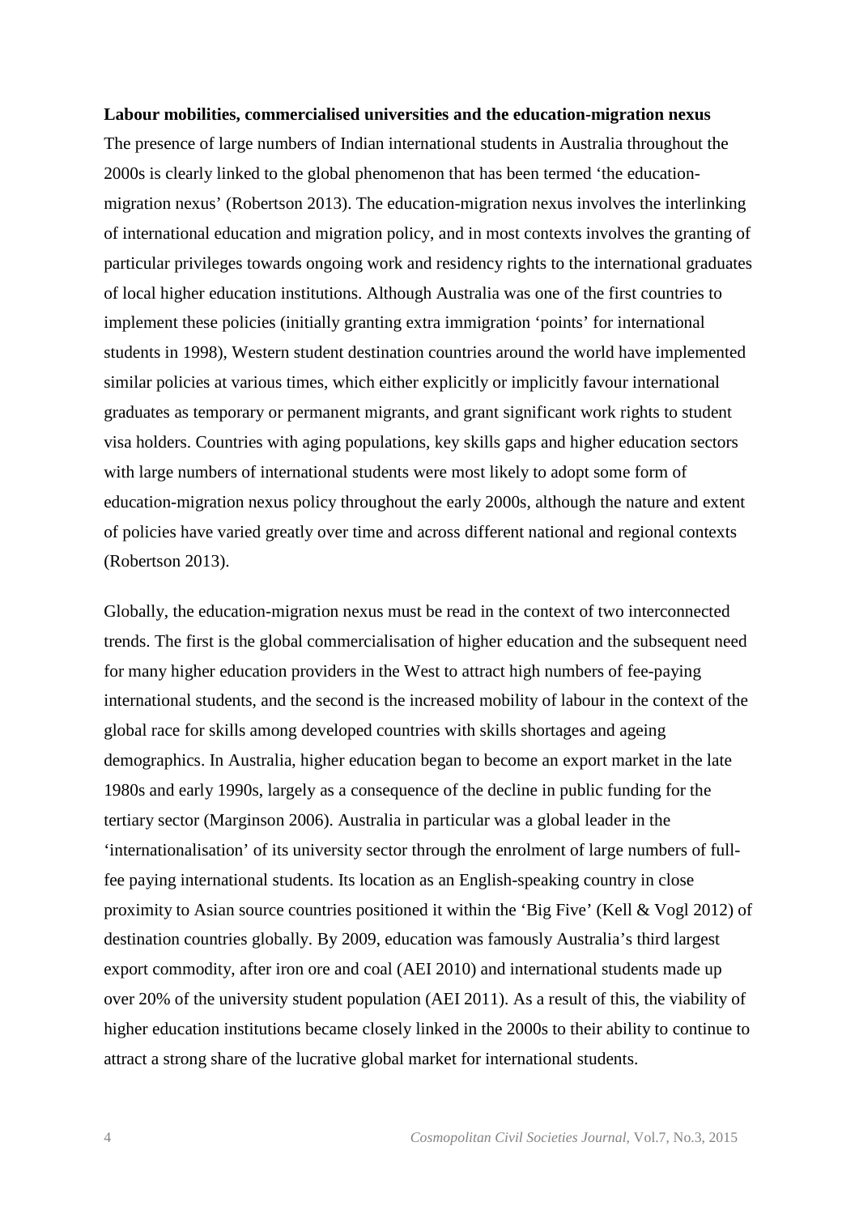**Labour mobilities, commercialised universities and the education-migration nexus**

The presence of large numbers of Indian international students in Australia throughout the 2000s is clearly linked to the global phenomenon that has been termed 'the education-migration nexus' (Robertson 2013). The education-migration nexus involves the interlinking of international education and migration policy, and in most contexts involves the granting of particular privileges towards ongoing work and residency rights to the international graduates of local higher education institutions. Although Australia was one of the first countries to implement these policies (initially granting extra immigration 'points' for international students in 1998), Western student destination countries around the world have implemented similar policies at various times, which either explicitly or implicitly favour international graduates as temporary or permanent migrants, and grant significant work rights to student visa holders. Countries with aging populations, key skills gaps and higher education sectors with large numbers of international students were most likely to adopt some form of education-migration nexus policy throughout the early 2000s, although the nature and extent of policies have varied greatly over time and across different national and regional contexts (Robertson 2013).

Globally, the education-migration nexus must be read in the context of two interconnected trends. The first is the global commercialisation of higher education and the subsequent need for many higher education providers in the West to attract high numbers of fee-paying international students, and the second is the increased mobility of labour in the context of the global race for skills among developed countries with skills shortages and ageing demographics. In Australia, higher education began to become an export market in the late 1980s and early 1990s, largely as a consequence of the decline in public funding for the tertiary sector (Marginson 2006). Australia in particular was a global leader in the 'internationalisation' of its university sector through the enrolment of large numbers of full-fee paying international students. Its location as an English-speaking country in close proximity to Asian source countries positioned it within the 'Big Five' (Kell & Vogl 2012) of destination countries globally. By 2009, education was famously Australia's third largest export commodity, after iron ore and coal (AEI 2010) and international students made up over 20% of the university student population (AEI 2011). As a result of this, the viability of higher education institutions became closely linked in the 2000s to their ability to continue to attract a strong share of the lucrative global market for international students.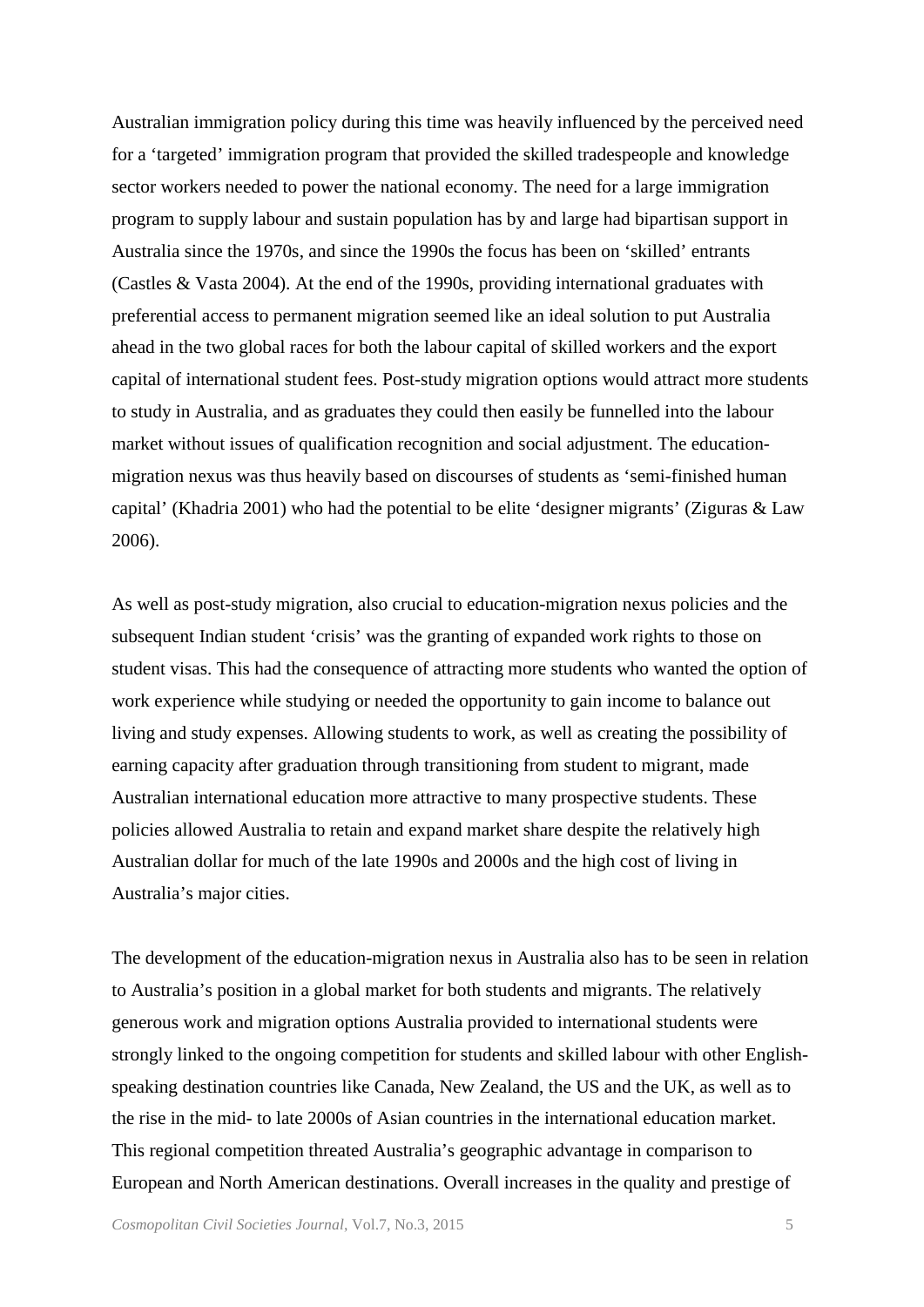Australian immigration policy during this time was heavily influenced by the perceived need for a 'targeted' immigration program that provided the skilled tradespeople and knowledge sector workers needed to power the national economy. The need for a large immigration program to supply labour and sustain population has by and large had bipartisan support in Australia since the 1970s, and since the 1990s the focus has been on 'skilled' entrants (Castles & Vasta 2004). At the end of the 1990s, providing international graduates with preferential access to permanent migration seemed like an ideal solution to put Australia ahead in the two global races for both the labour capital of skilled workers and the export capital of international student fees. Post-study migration options would attract more students to study in Australia, and as graduates they could then easily be funnelled into the labour market without issues of qualification recognition and social adjustment. The education-migration nexus was thus heavily based on discourses of students as 'semi-finished human capital' (Khadria 2001) who had the potential to be elite 'designer migrants' (Ziguras & Law 2006).

As well as post-study migration, also crucial to education-migration nexus policies and the subsequent Indian student 'crisis' was the granting of expanded work rights to those on student visas. This had the consequence of attracting more students who wanted the option of work experience while studying or needed the opportunity to gain income to balance out living and study expenses. Allowing students to work, as well as creating the possibility of earning capacity after graduation through transitioning from student to migrant, made Australian international education more attractive to many prospective students. These policies allowed Australia to retain and expand market share despite the relatively high Australian dollar for much of the late 1990s and 2000s and the high cost of living in Australia's major cities.

The development of the education-migration nexus in Australia also has to be seen in relation to Australia's position in a global market for both students and migrants. The relatively generous work and migration options Australia provided to international students were strongly linked to the ongoing competition for students and skilled labour with other English-speaking destination countries like Canada, New Zealand, the US and the UK, as well as to the rise in the mid- to late 2000s of Asian countries in the international education market. This regional competition threated Australia's geographic advantage in comparison to European and North American destinations. Overall increases in the quality and prestige of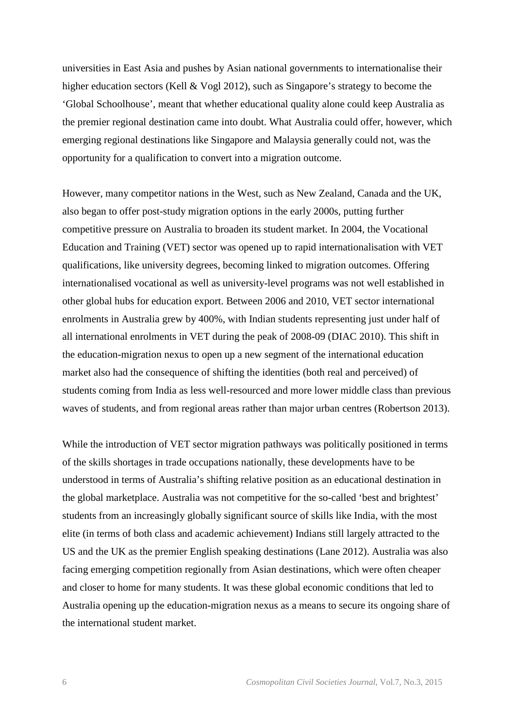universities in East Asia and pushes by Asian national governments to internationalise their higher education sectors (Kell & Vogl 2012), such as Singapore's strategy to become the 'Global Schoolhouse', meant that whether educational quality alone could keep Australia as the premier regional destination came into doubt. What Australia could offer, however, which emerging regional destinations like Singapore and Malaysia generally could not, was the opportunity for a qualification to convert into a migration outcome.

However, many competitor nations in the West, such as New Zealand, Canada and the UK, also began to offer post-study migration options in the early 2000s, putting further competitive pressure on Australia to broaden its student market. In 2004, the Vocational Education and Training (VET) sector was opened up to rapid internationalisation with VET qualifications, like university degrees, becoming linked to migration outcomes. Offering internationalised vocational as well as university-level programs was not well established in other global hubs for education export. Between 2006 and 2010, VET sector international enrolments in Australia grew by 400%, with Indian students representing just under half of all international enrolments in VET during the peak of 2008-09 (DIAC 2010). This shift in the education-migration nexus to open up a new segment of the international education market also had the consequence of shifting the identities (both real and perceived) of students coming from India as less well-resourced and more lower middle class than previous waves of students, and from regional areas rather than major urban centres (Robertson 2013).

While the introduction of VET sector migration pathways was politically positioned in terms of the skills shortages in trade occupations nationally, these developments have to be understood in terms of Australia's shifting relative position as an educational destination in the global marketplace. Australia was not competitive for the so-called 'best and brightest' students from an increasingly globally significant source of skills like India, with the most elite (in terms of both class and academic achievement) Indians still largely attracted to the US and the UK as the premier English speaking destinations (Lane 2012). Australia was also facing emerging competition regionally from Asian destinations, which were often cheaper and closer to home for many students. It was these global economic conditions that led to Australia opening up the education-migration nexus as a means to secure its ongoing share of the international student market.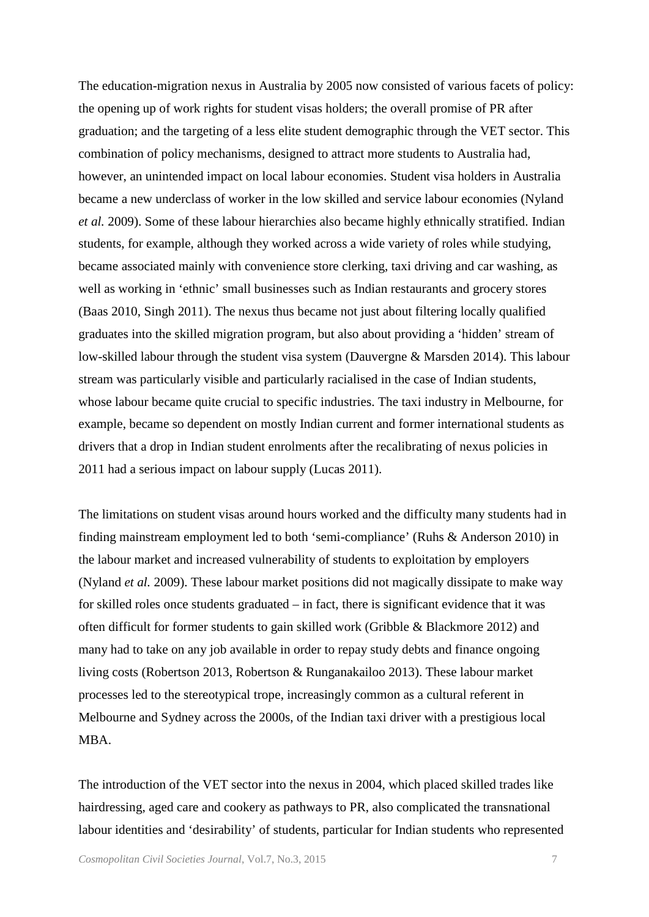The education-migration nexus in Australia by 2005 now consisted of various facets of policy: the opening up of work rights for student visas holders; the overall promise of PR after graduation; and the targeting of a less elite student demographic through the VET sector. This combination of policy mechanisms, designed to attract more students to Australia had, however, an unintended impact on local labour economies. Student visa holders in Australia became a new underclass of worker in the low skilled and service labour economies (Nyland *et al.* 2009). Some of these labour hierarchies also became highly ethnically stratified. Indian students, for example, although they worked across a wide variety of roles while studying, became associated mainly with convenience store clerking, taxi driving and car washing, as well as working in 'ethnic' small businesses such as Indian restaurants and grocery stores (Baas 2010, Singh 2011). The nexus thus became not just about filtering locally qualified graduates into the skilled migration program, but also about providing a 'hidden' stream of low-skilled labour through the student visa system (Dauvergne & Marsden 2014). This labour stream was particularly visible and particularly racialised in the case of Indian students, whose labour became quite crucial to specific industries. The taxi industry in Melbourne, for example, became so dependent on mostly Indian current and former international students as drivers that a drop in Indian student enrolments after the recalibrating of nexus policies in 2011 had a serious impact on labour supply (Lucas 2011).

The limitations on student visas around hours worked and the difficulty many students had in finding mainstream employment led to both 'semi-compliance' (Ruhs & Anderson 2010) in the labour market and increased vulnerability of students to exploitation by employers (Nyland *et al.* 2009). These labour market positions did not magically dissipate to make way for skilled roles once students graduated – in fact, there is significant evidence that it was often difficult for former students to gain skilled work (Gribble & Blackmore 2012) and many had to take on any job available in order to repay study debts and finance ongoing living costs (Robertson 2013, Robertson & Runganakailoo 2013). These labour market processes led to the stereotypical trope, increasingly common as a cultural referent in Melbourne and Sydney across the 2000s, of the Indian taxi driver with a prestigious local MBA.

The introduction of the VET sector into the nexus in 2004, which placed skilled trades like hairdressing, aged care and cookery as pathways to PR, also complicated the transnational labour identities and 'desirability' of students, particular for Indian students who represented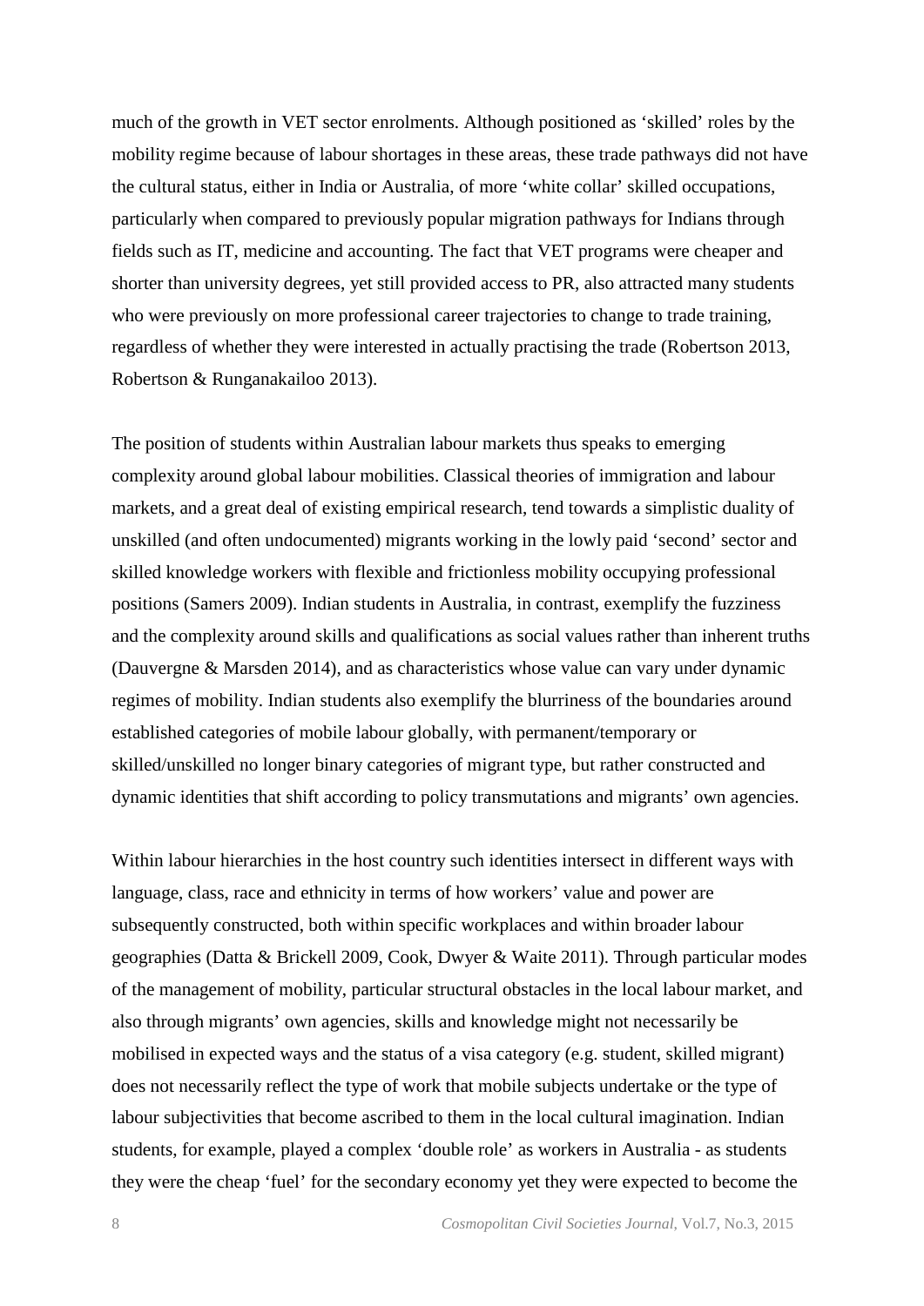much of the growth in VET sector enrolments. Although positioned as 'skilled' roles by the mobility regime because of labour shortages in these areas, these trade pathways did not have the cultural status, either in India or Australia, of more 'white collar' skilled occupations, particularly when compared to previously popular migration pathways for Indians through fields such as IT, medicine and accounting. The fact that VET programs were cheaper and shorter than university degrees, yet still provided access to PR, also attracted many students who were previously on more professional career trajectories to change to trade training, regardless of whether they were interested in actually practising the trade (Robertson 2013, Robertson & Runganakailoo 2013).

The position of students within Australian labour markets thus speaks to emerging complexity around global labour mobilities. Classical theories of immigration and labour markets, and a great deal of existing empirical research, tend towards a simplistic duality of unskilled (and often undocumented) migrants working in the lowly paid 'second' sector and skilled knowledge workers with flexible and frictionless mobility occupying professional positions (Samers 2009). Indian students in Australia, in contrast, exemplify the fuzziness and the complexity around skills and qualifications as social values rather than inherent truths (Dauvergne & Marsden 2014), and as characteristics whose value can vary under dynamic regimes of mobility. Indian students also exemplify the blurriness of the boundaries around established categories of mobile labour globally, with permanent/temporary or skilled/unskilled no longer binary categories of migrant type, but rather constructed and dynamic identities that shift according to policy transmutations and migrants' own agencies.

Within labour hierarchies in the host country such identities intersect in different ways with language, class, race and ethnicity in terms of how workers' value and power are subsequently constructed, both within specific workplaces and within broader labour geographies (Datta & Brickell 2009, Cook, Dwyer & Waite 2011). Through particular modes of the management of mobility, particular structural obstacles in the local labour market, and also through migrants' own agencies, skills and knowledge might not necessarily be mobilised in expected ways and the status of a visa category (e.g. student, skilled migrant) does not necessarily reflect the type of work that mobile subjects undertake or the type of labour subjectivities that become ascribed to them in the local cultural imagination. Indian students, for example, played a complex 'double role' as workers in Australia - as students they were the cheap 'fuel' for the secondary economy yet they were expected to become the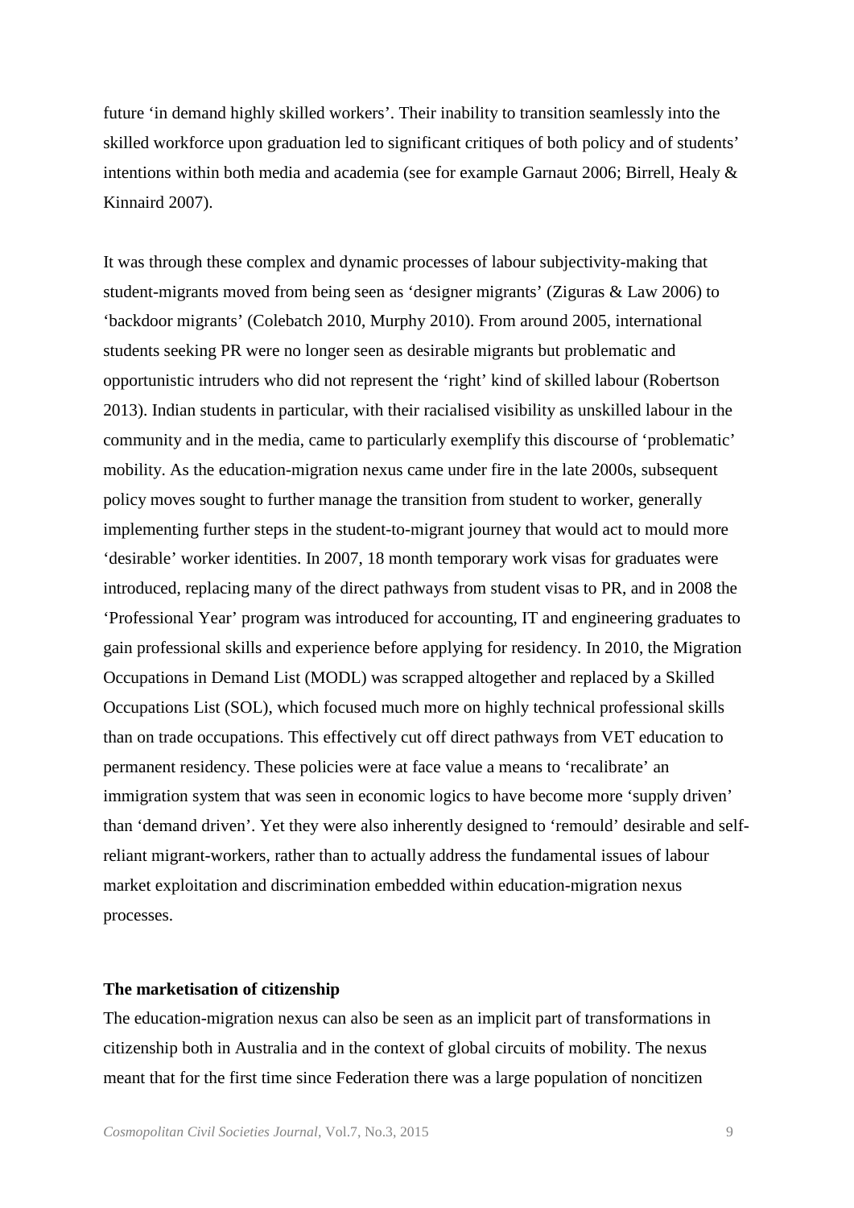future 'in demand highly skilled workers'. Their inability to transition seamlessly into the skilled workforce upon graduation led to significant critiques of both policy and of students' intentions within both media and academia (see for example Garnaut 2006; Birrell, Healy & Kinnaird 2007).

It was through these complex and dynamic processes of labour subjectivity-making that student-migrants moved from being seen as 'designer migrants' (Ziguras & Law 2006) to 'backdoor migrants' (Colebatch 2010, Murphy 2010). From around 2005, international students seeking PR were no longer seen as desirable migrants but problematic and opportunistic intruders who did not represent the 'right' kind of skilled labour (Robertson 2013). Indian students in particular, with their racialised visibility as unskilled labour in the community and in the media, came to particularly exemplify this discourse of 'problematic' mobility. As the education-migration nexus came under fire in the late 2000s, subsequent policy moves sought to further manage the transition from student to worker, generally implementing further steps in the student-to-migrant journey that would act to mould more 'desirable' worker identities. In 2007, 18 month temporary work visas for graduates were introduced, replacing many of the direct pathways from student visas to PR, and in 2008 the 'Professional Year' program was introduced for accounting, IT and engineering graduates to gain professional skills and experience before applying for residency. In 2010, the Migration Occupations in Demand List (MODL) was scrapped altogether and replaced by a Skilled Occupations List (SOL), which focused much more on highly technical professional skills than on trade occupations. This effectively cut off direct pathways from VET education to permanent residency. These policies were at face value a means to 'recalibrate' an immigration system that was seen in economic logics to have become more 'supply driven' than 'demand driven'. Yet they were also inherently designed to 'remould' desirable and self-reliant migrant-workers, rather than to actually address the fundamental issues of labour market exploitation and discrimination embedded within education-migration nexus processes.

**The marketisation of citizenship**

The education-migration nexus can also be seen as an implicit part of transformations in citizenship both in Australia and in the context of global circuits of mobility. The nexus meant that for the first time since Federation there was a large population of noncitizen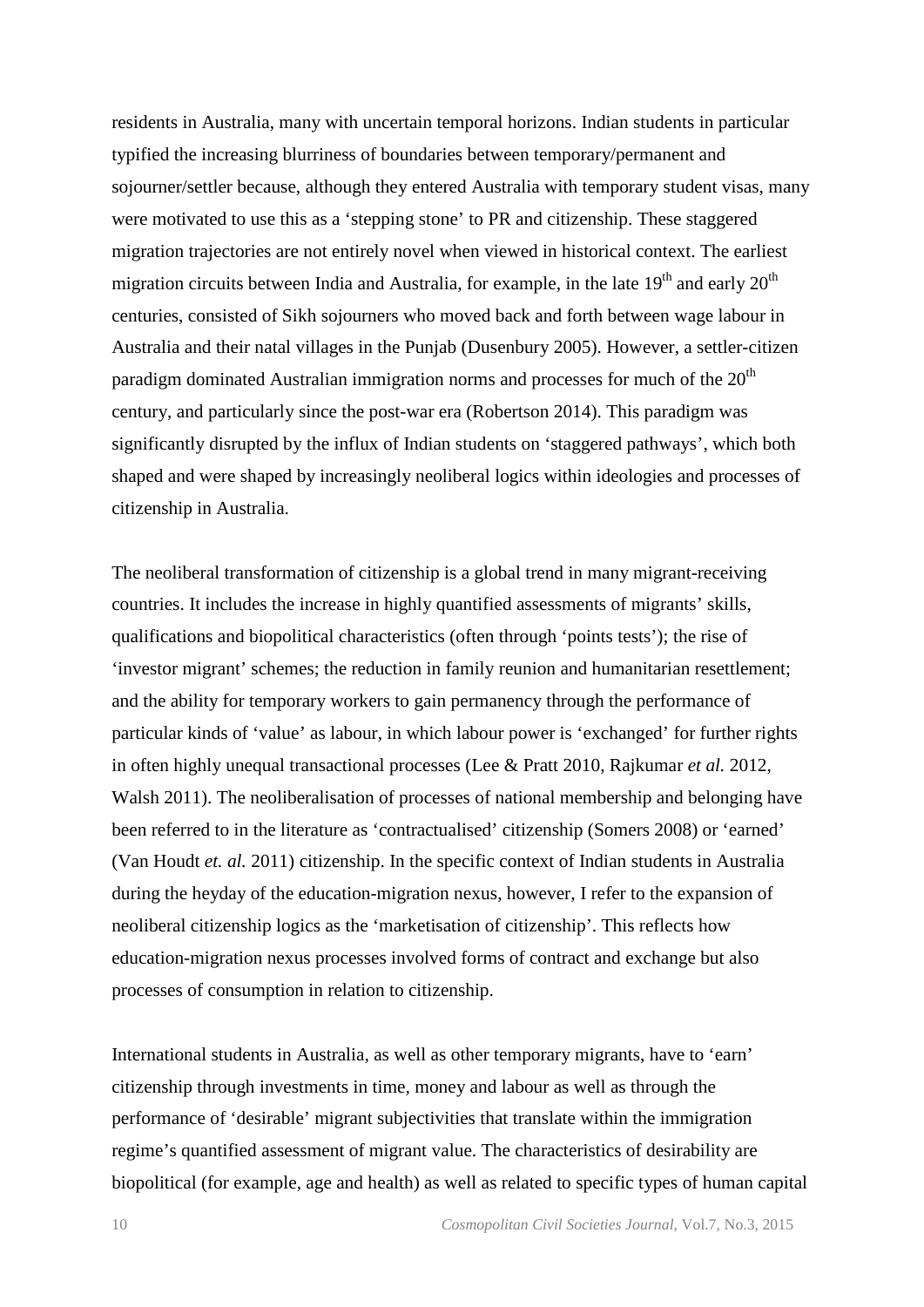residents in Australia, many with uncertain temporal horizons. Indian students in particular typified the increasing blurriness of boundaries between temporary/permanent and sojourner/settler because, although they entered Australia with temporary student visas, many were motivated to use this as a 'stepping stone' to PR and citizenship. These staggered migration trajectories are not entirely novel when viewed in historical context. The earliest migration circuits between India and Australia, for example, in the late 19th and early 20th centuries, consisted of Sikh sojourners who moved back and forth between wage labour in Australia and their natal villages in the Punjab (Dusenbury 2005). However, a settler-citizen paradigm dominated Australian immigration norms and processes for much of the 20th century, and particularly since the post-war era (Robertson 2014). This paradigm was significantly disrupted by the influx of Indian students on 'staggered pathways', which both shaped and were shaped by increasingly neoliberal logics within ideologies and processes of citizenship in Australia.

The neoliberal transformation of citizenship is a global trend in many migrant-receiving countries. It includes the increase in highly quantified assessments of migrants' skills, qualifications and biopolitical characteristics (often through 'points tests'); the rise of 'investor migrant' schemes; the reduction in family reunion and humanitarian resettlement; and the ability for temporary workers to gain permanency through the performance of particular kinds of 'value' as labour, in which labour power is 'exchanged' for further rights in often highly unequal transactional processes (Lee & Pratt 2010, Rajkumar *et al.* 2012, Walsh 2011). The neoliberalisation of processes of national membership and belonging have been referred to in the literature as 'contractualised' citizenship (Somers 2008) or 'earned' (Van Houdt *et. al.* 2011) citizenship. In the specific context of Indian students in Australia during the heyday of the education-migration nexus, however, I refer to the expansion of neoliberal citizenship logics as the 'marketisation of citizenship'. This reflects how education-migration nexus processes involved forms of contract and exchange but also processes of consumption in relation to citizenship.

International students in Australia, as well as other temporary migrants, have to 'earn' citizenship through investments in time, money and labour as well as through the performance of 'desirable' migrant subjectivities that translate within the immigration regime's quantified assessment of migrant value. The characteristics of desirability are biopolitical (for example, age and health) as well as related to specific types of human capital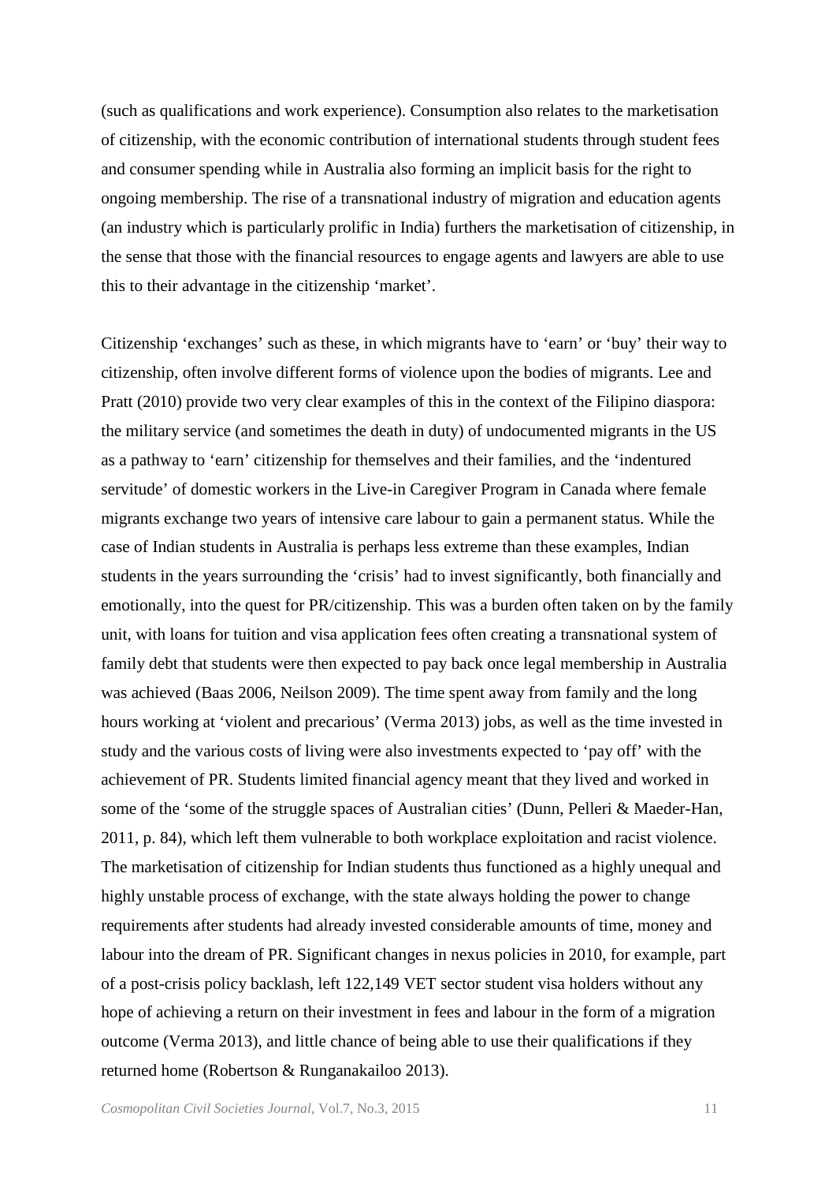(such as qualifications and work experience). Consumption also relates to the marketisation of citizenship, with the economic contribution of international students through student fees and consumer spending while in Australia also forming an implicit basis for the right to ongoing membership. The rise of a transnational industry of migration and education agents (an industry which is particularly prolific in India) furthers the marketisation of citizenship, in the sense that those with the financial resources to engage agents and lawyers are able to use this to their advantage in the citizenship 'market'.

Citizenship 'exchanges' such as these, in which migrants have to 'earn' or 'buy' their way to citizenship, often involve different forms of violence upon the bodies of migrants. Lee and Pratt (2010) provide two very clear examples of this in the context of the Filipino diaspora: the military service (and sometimes the death in duty) of undocumented migrants in the US as a pathway to 'earn' citizenship for themselves and their families, and the 'indentured servitude' of domestic workers in the Live-in Caregiver Program in Canada where female migrants exchange two years of intensive care labour to gain a permanent status. While the case of Indian students in Australia is perhaps less extreme than these examples, Indian students in the years surrounding the 'crisis' had to invest significantly, both financially and emotionally, into the quest for PR/citizenship. This was a burden often taken on by the family unit, with loans for tuition and visa application fees often creating a transnational system of family debt that students were then expected to pay back once legal membership in Australia was achieved (Baas 2006, Neilson 2009). The time spent away from family and the long hours working at 'violent and precarious' (Verma 2013) jobs, as well as the time invested in study and the various costs of living were also investments expected to 'pay off' with the achievement of PR. Students limited financial agency meant that they lived and worked in some of the 'some of the struggle spaces of Australian cities' (Dunn, Pelleri & Maeder-Han, 2011, p. 84), which left them vulnerable to both workplace exploitation and racist violence. The marketisation of citizenship for Indian students thus functioned as a highly unequal and highly unstable process of exchange, with the state always holding the power to change requirements after students had already invested considerable amounts of time, money and labour into the dream of PR. Significant changes in nexus policies in 2010, for example, part of a post-crisis policy backlash, left 122,149 VET sector student visa holders without any hope of achieving a return on their investment in fees and labour in the form of a migration outcome (Verma 2013), and little chance of being able to use their qualifications if they returned home (Robertson & Runganakailoo 2013).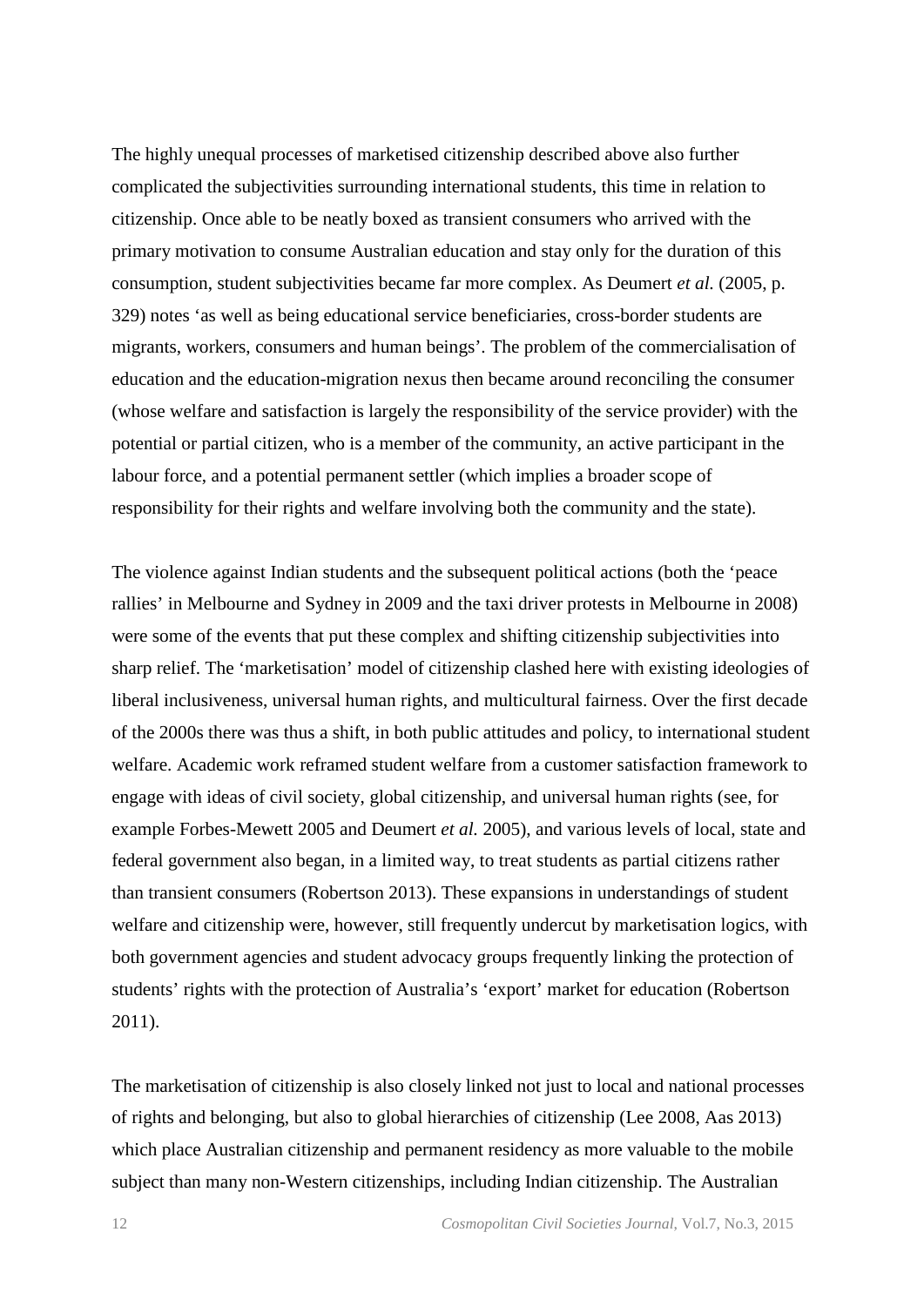The highly unequal processes of marketised citizenship described above also further complicated the subjectivities surrounding international students, this time in relation to citizenship. Once able to be neatly boxed as transient consumers who arrived with the primary motivation to consume Australian education and stay only for the duration of this consumption, student subjectivities became far more complex. As Deumert *et al.* (2005, p. 329) notes 'as well as being educational service beneficiaries, cross-border students are migrants, workers, consumers and human beings'. The problem of the commercialisation of education and the education-migration nexus then became around reconciling the consumer (whose welfare and satisfaction is largely the responsibility of the service provider) with the potential or partial citizen, who is a member of the community, an active participant in the labour force, and a potential permanent settler (which implies a broader scope of responsibility for their rights and welfare involving both the community and the state).

The violence against Indian students and the subsequent political actions (both the 'peace rallies' in Melbourne and Sydney in 2009 and the taxi driver protests in Melbourne in 2008) were some of the events that put these complex and shifting citizenship subjectivities into sharp relief. The 'marketisation' model of citizenship clashed here with existing ideologies of liberal inclusiveness, universal human rights, and multicultural fairness. Over the first decade of the 2000s there was thus a shift, in both public attitudes and policy, to international student welfare. Academic work reframed student welfare from a customer satisfaction framework to engage with ideas of civil society, global citizenship, and universal human rights (see, for example Forbes-Mewett 2005 and Deumert *et al.* 2005), and various levels of local, state and federal government also began, in a limited way, to treat students as partial citizens rather than transient consumers (Robertson 2013). These expansions in understandings of student welfare and citizenship were, however, still frequently undercut by marketisation logics, with both government agencies and student advocacy groups frequently linking the protection of students' rights with the protection of Australia's 'export' market for education (Robertson 2011).

The marketisation of citizenship is also closely linked not just to local and national processes of rights and belonging, but also to global hierarchies of citizenship (Lee 2008, Aas 2013) which place Australian citizenship and permanent residency as more valuable to the mobile subject than many non-Western citizenships, including Indian citizenship. The Australian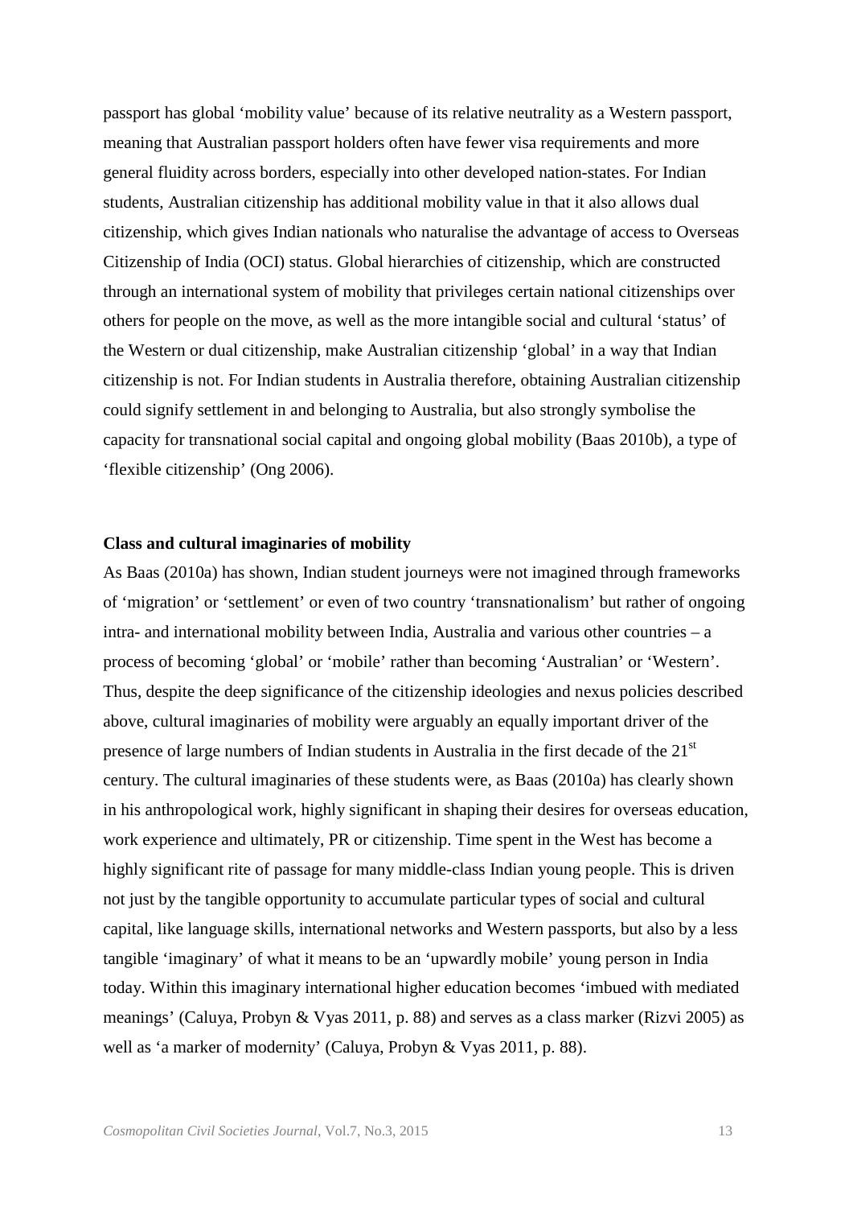passport has global 'mobility value' because of its relative neutrality as a Western passport, meaning that Australian passport holders often have fewer visa requirements and more general fluidity across borders, especially into other developed nation-states. For Indian students, Australian citizenship has additional mobility value in that it also allows dual citizenship, which gives Indian nationals who naturalise the advantage of access to Overseas Citizenship of India (OCI) status. Global hierarchies of citizenship, which are constructed through an international system of mobility that privileges certain national citizenships over others for people on the move, as well as the more intangible social and cultural 'status' of the Western or dual citizenship, make Australian citizenship 'global' in a way that Indian citizenship is not. For Indian students in Australia therefore, obtaining Australian citizenship could signify settlement in and belonging to Australia, but also strongly symbolise the capacity for transnational social capital and ongoing global mobility (Baas 2010b), a type of 'flexible citizenship' (Ong 2006).

**Class and cultural imaginaries of mobility**

As Baas (2010a) has shown, Indian student journeys were not imagined through frameworks of 'migration' or 'settlement' or even of two country 'transnationalism' but rather of ongoing intra- and international mobility between India, Australia and various other countries – a process of becoming 'global' or 'mobile' rather than becoming 'Australian' or 'Western'. Thus, despite the deep significance of the citizenship ideologies and nexus policies described above, cultural imaginaries of mobility were arguably an equally important driver of the presence of large numbers of Indian students in Australia in the first decade of the 21st century. The cultural imaginaries of these students were, as Baas (2010a) has clearly shown in his anthropological work, highly significant in shaping their desires for overseas education, work experience and ultimately, PR or citizenship. Time spent in the West has become a highly significant rite of passage for many middle-class Indian young people. This is driven not just by the tangible opportunity to accumulate particular types of social and cultural capital, like language skills, international networks and Western passports, but also by a less tangible 'imaginary' of what it means to be an 'upwardly mobile' young person in India today. Within this imaginary international higher education becomes 'imbued with mediated meanings' (Caluya, Probyn & Vyas 2011, p. 88) and serves as a class marker (Rizvi 2005) as well as 'a marker of modernity' (Caluya, Probyn & Vyas 2011, p. 88).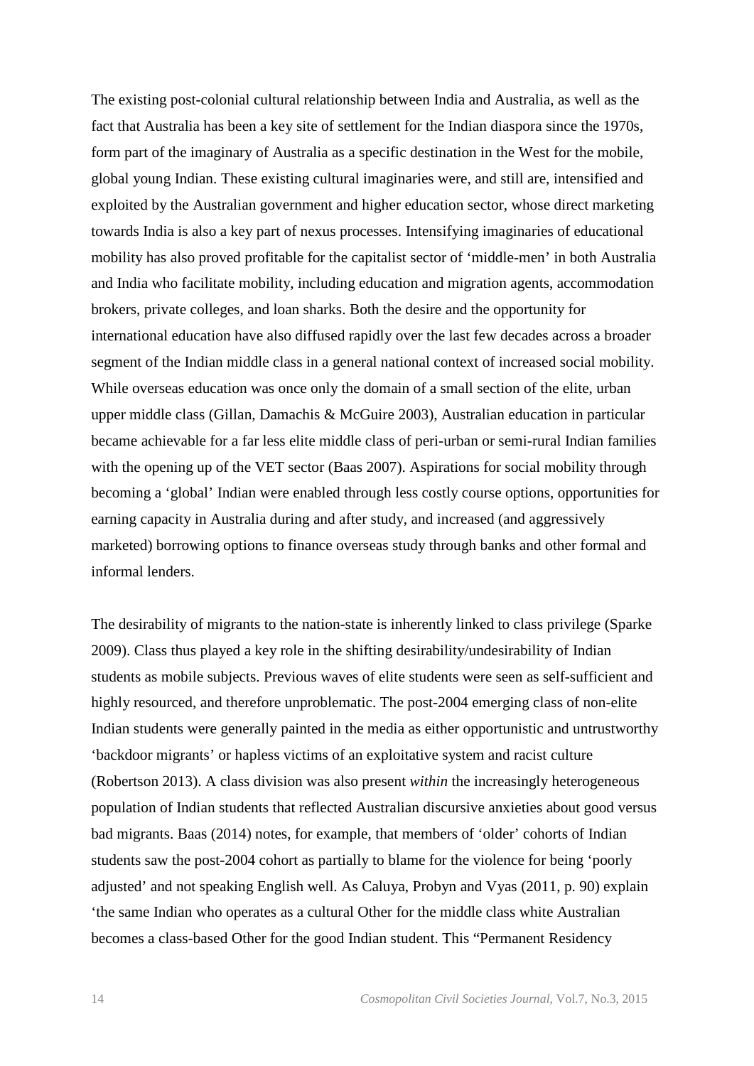The existing post-colonial cultural relationship between India and Australia, as well as the fact that Australia has been a key site of settlement for the Indian diaspora since the 1970s, form part of the imaginary of Australia as a specific destination in the West for the mobile, global young Indian. These existing cultural imaginaries were, and still are, intensified and exploited by the Australian government and higher education sector, whose direct marketing towards India is also a key part of nexus processes. Intensifying imaginaries of educational mobility has also proved profitable for the capitalist sector of 'middle-men' in both Australia and India who facilitate mobility, including education and migration agents, accommodation brokers, private colleges, and loan sharks. Both the desire and the opportunity for international education have also diffused rapidly over the last few decades across a broader segment of the Indian middle class in a general national context of increased social mobility. While overseas education was once only the domain of a small section of the elite, urban upper middle class (Gillan, Damachis & McGuire 2003), Australian education in particular became achievable for a far less elite middle class of peri-urban or semi-rural Indian families with the opening up of the VET sector (Baas 2007). Aspirations for social mobility through becoming a 'global' Indian were enabled through less costly course options, opportunities for earning capacity in Australia during and after study, and increased (and aggressively marketed) borrowing options to finance overseas study through banks and other formal and informal lenders.

The desirability of migrants to the nation-state is inherently linked to class privilege (Sparke 2009). Class thus played a key role in the shifting desirability/undesirability of Indian students as mobile subjects. Previous waves of elite students were seen as self-sufficient and highly resourced, and therefore unproblematic. The post-2004 emerging class of non-elite Indian students were generally painted in the media as either opportunistic and untrustworthy 'backdoor migrants' or hapless victims of an exploitative system and racist culture (Robertson 2013). A class division was also present *within* the increasingly heterogeneous population of Indian students that reflected Australian discursive anxieties about good versus bad migrants. Baas (2014) notes, for example, that members of 'older' cohorts of Indian students saw the post-2004 cohort as partially to blame for the violence for being 'poorly adjusted' and not speaking English well. As Caluya, Probyn and Vyas (2011, p. 90) explain 'the same Indian who operates as a cultural Other for the middle class white Australian becomes a class-based Other for the good Indian student. This "Permanent Residency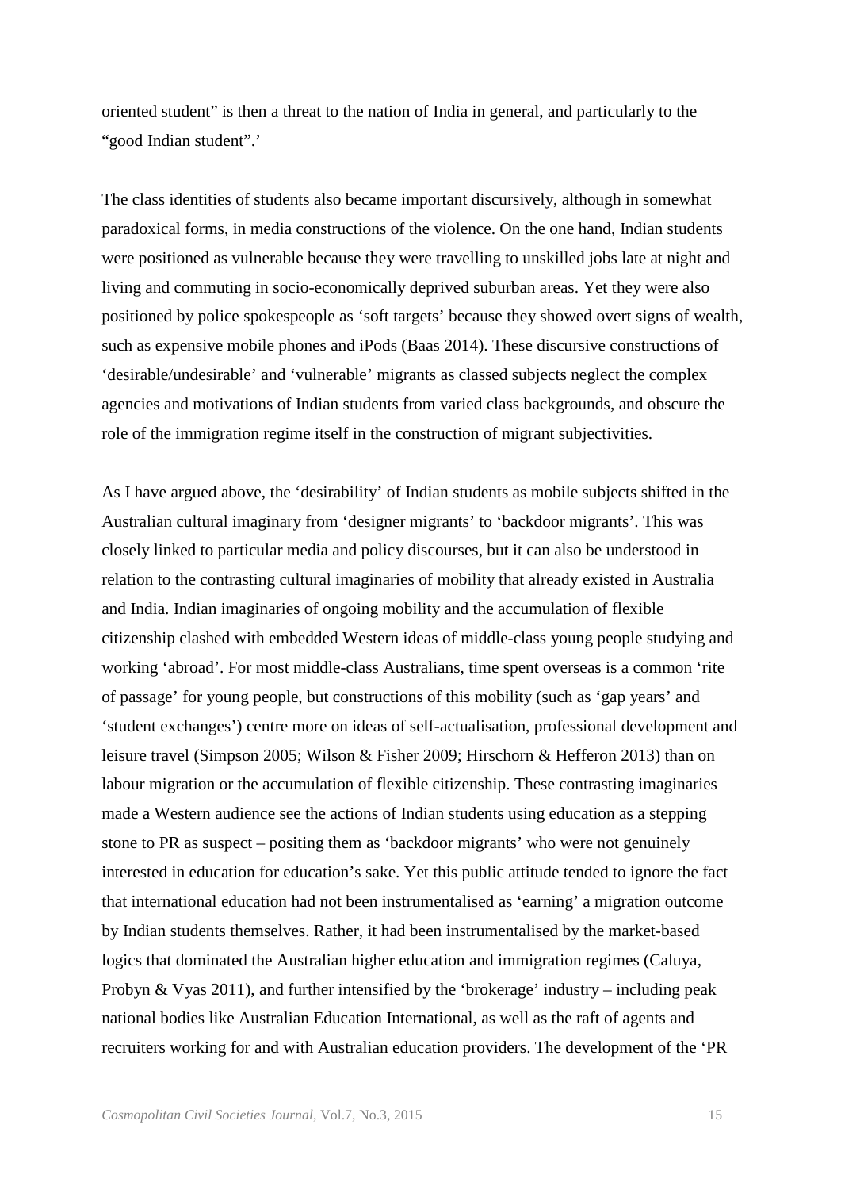oriented student" is then a threat to the nation of India in general, and particularly to the "good Indian student".'

The class identities of students also became important discursively, although in somewhat paradoxical forms, in media constructions of the violence. On the one hand, Indian students were positioned as vulnerable because they were travelling to unskilled jobs late at night and living and commuting in socio-economically deprived suburban areas. Yet they were also positioned by police spokespeople as 'soft targets' because they showed overt signs of wealth, such as expensive mobile phones and iPods (Baas 2014). These discursive constructions of 'desirable/undesirable' and 'vulnerable' migrants as classed subjects neglect the complex agencies and motivations of Indian students from varied class backgrounds, and obscure the role of the immigration regime itself in the construction of migrant subjectivities.

As I have argued above, the 'desirability' of Indian students as mobile subjects shifted in the Australian cultural imaginary from 'designer migrants' to 'backdoor migrants'. This was closely linked to particular media and policy discourses, but it can also be understood in relation to the contrasting cultural imaginaries of mobility that already existed in Australia and India. Indian imaginaries of ongoing mobility and the accumulation of flexible citizenship clashed with embedded Western ideas of middle-class young people studying and working 'abroad'. For most middle-class Australians, time spent overseas is a common 'rite of passage' for young people, but constructions of this mobility (such as 'gap years' and 'student exchanges') centre more on ideas of self-actualisation, professional development and leisure travel (Simpson 2005; Wilson & Fisher 2009; Hirschorn & Hefferon 2013) than on labour migration or the accumulation of flexible citizenship. These contrasting imaginaries made a Western audience see the actions of Indian students using education as a stepping stone to PR as suspect – positing them as 'backdoor migrants' who were not genuinely interested in education for education's sake. Yet this public attitude tended to ignore the fact that international education had not been instrumentalised as 'earning' a migration outcome by Indian students themselves. Rather, it had been instrumentalised by the market-based logics that dominated the Australian higher education and immigration regimes (Caluya, Probyn & Vyas 2011), and further intensified by the 'brokerage' industry – including peak national bodies like Australian Education International, as well as the raft of agents and recruiters working for and with Australian education providers. The development of the 'PR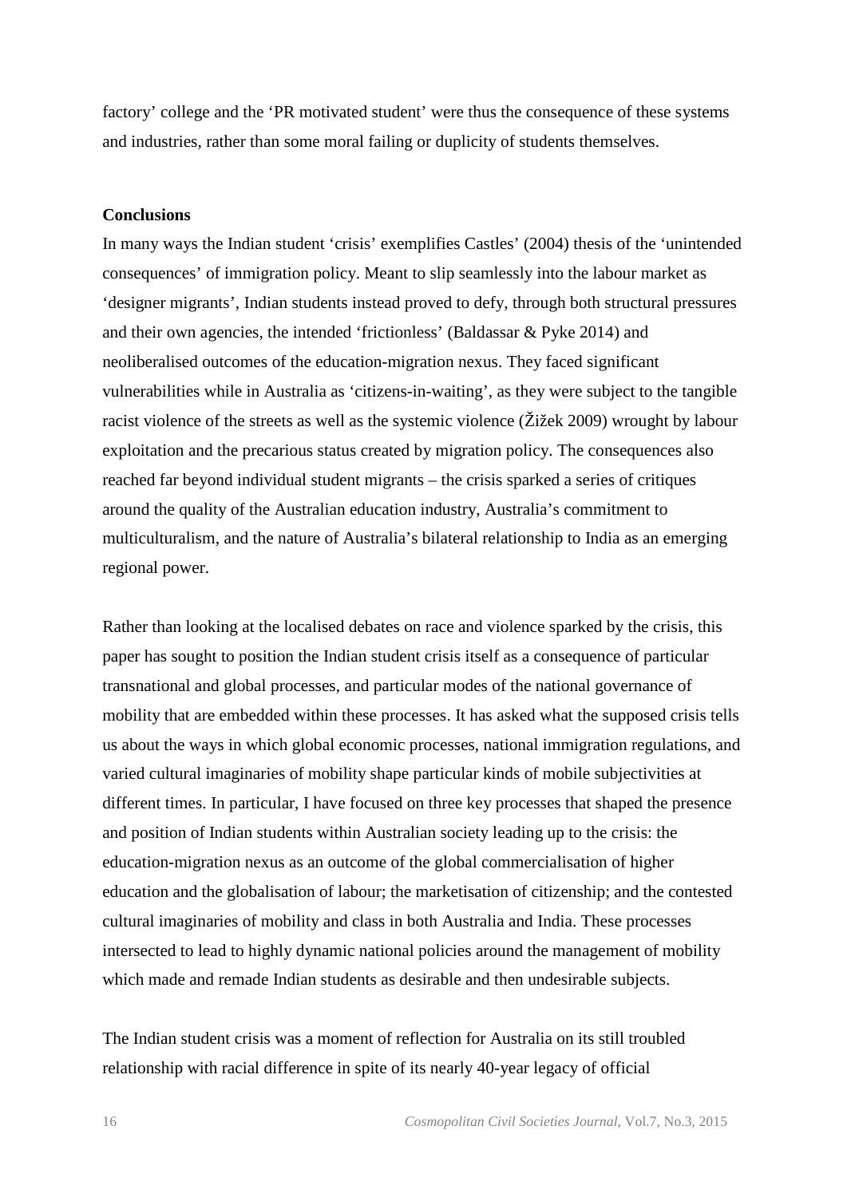factory' college and the 'PR motivated student' were thus the consequence of these systems and industries, rather than some moral failing or duplicity of students themselves.

## Conclusions

In many ways the Indian student 'crisis' exemplifies Castles' (2004) thesis of the 'unintended consequences' of immigration policy. Meant to slip seamlessly into the labour market as 'designer migrants', Indian students instead proved to defy, through both structural pressures and their own agencies, the intended 'frictionless' (Baldassar & Pyke 2014) and neoliberalised outcomes of the education-migration nexus. They faced significant vulnerabilities while in Australia as 'citizens-in-waiting', as they were subject to the tangible racist violence of the streets as well as the systemic violence (Žižek 2009) wrought by labour exploitation and the precarious status created by migration policy. The consequences also reached far beyond individual student migrants – the crisis sparked a series of critiques around the quality of the Australian education industry, Australia's commitment to multiculturalism, and the nature of Australia's bilateral relationship to India as an emerging regional power.

Rather than looking at the localised debates on race and violence sparked by the crisis, this paper has sought to position the Indian student crisis itself as a consequence of particular transnational and global processes, and particular modes of the national governance of mobility that are embedded within these processes. It has asked what the supposed crisis tells us about the ways in which global economic processes, national immigration regulations, and varied cultural imaginaries of mobility shape particular kinds of mobile subjectivities at different times. In particular, I have focused on three key processes that shaped the presence and position of Indian students within Australian society leading up to the crisis: the education-migration nexus as an outcome of the global commercialisation of higher education and the globalisation of labour; the marketisation of citizenship; and the contested cultural imaginaries of mobility and class in both Australia and India. These processes intersected to lead to highly dynamic national policies around the management of mobility which made and remade Indian students as desirable and then undesirable subjects.

The Indian student crisis was a moment of reflection for Australia on its still troubled relationship with racial difference in spite of its nearly 40-year legacy of official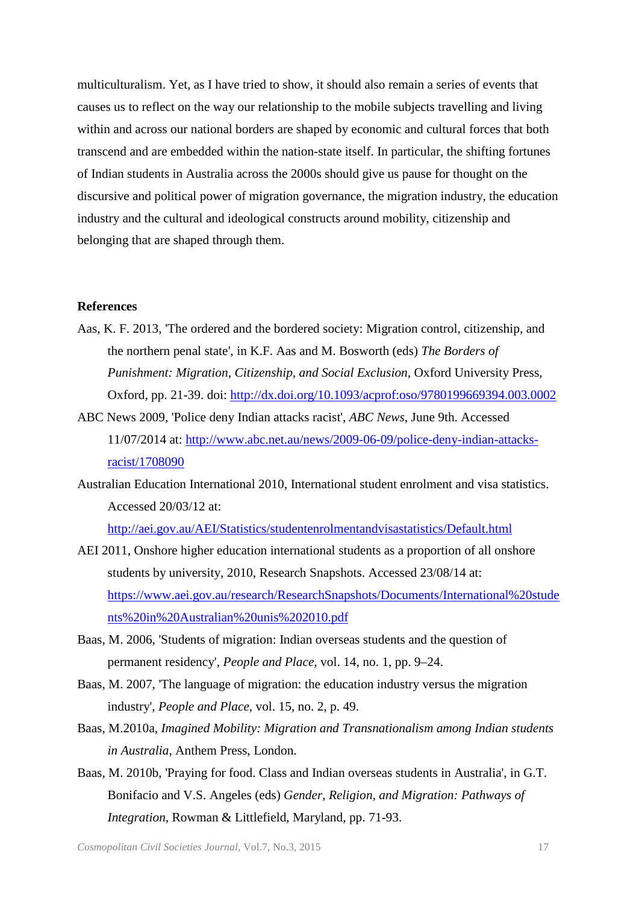multiculturalism. Yet, as I have tried to show, it should also remain a series of events that causes us to reflect on the way our relationship to the mobile subjects travelling and living within and across our national borders are shaped by economic and cultural forces that both transcend and are embedded within the nation-state itself. In particular, the shifting fortunes of Indian students in Australia across the 2000s should give us pause for thought on the discursive and political power of migration governance, the migration industry, the education industry and the cultural and ideological constructs around mobility, citizenship and belonging that are shaped through them.

**References**

Aas, K. F. 2013, 'The ordered and the bordered society: Migration control, citizenship, and the northern penal state', in K.F. Aas and M. Bosworth (eds) *The Borders of Punishment: Migration, Citizenship, and Social Exclusion*, Oxford University Press, Oxford, pp. 21-39. doi: http://dx.doi.org/10.1093/acprof:oso/9780199669394.003.0002

ABC News 2009, 'Police deny Indian attacks racist', *ABC News*, June 9th. Accessed 11/07/2014 at: http://www.abc.net.au/news/2009-06-09/police-deny-indian-attacks-racist/1708090

Australian Education International 2010, International student enrolment and visa statistics. Accessed 20/03/12 at: http://aei.gov.au/AEI/Statistics/studentenrolmentandvisastatistics/Default.html

AEI 2011, Onshore higher education international students as a proportion of all onshore students by university, 2010, Research Snapshots. Accessed 23/08/14 at: https://www.aei.gov.au/research/ResearchSnapshots/Documents/International%20students%20in%20Australian%20unis%202010.pdf

Baas, M. 2006, 'Students of migration: Indian overseas students and the question of permanent residency', *People and Place*, vol. 14, no. 1, pp. 9–24.

Baas, M. 2007, 'The language of migration: the education industry versus the migration industry', *People and Place*, vol. 15, no. 2, p. 49.

Baas, M.2010a, *Imagined Mobility: Migration and Transnationalism among Indian students in Australia*, Anthem Press, London.

Baas, M. 2010b, 'Praying for food. Class and Indian overseas students in Australia', in G.T. Bonifacio and V.S. Angeles (eds) *Gender, Religion, and Migration: Pathways of Integration*, Rowman & Littlefield, Maryland, pp. 71-93.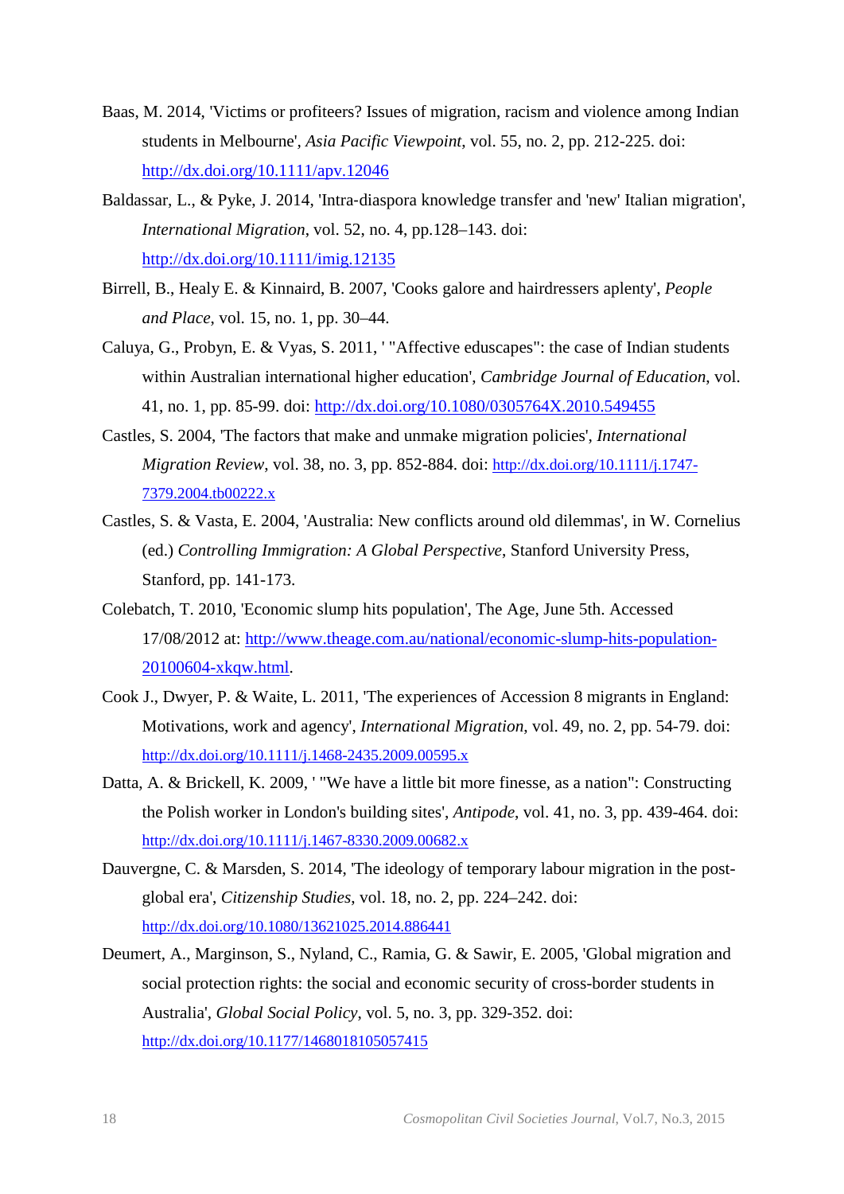Baas, M. 2014, 'Victims or profiteers? Issues of migration, racism and violence among Indian students in Melbourne', *Asia Pacific Viewpoint*, vol. 55, no. 2, pp. 212-225. doi: http://dx.doi.org/10.1111/apv.12046

Baldassar, L., & Pyke, J. 2014, 'Intra-diaspora knowledge transfer and 'new' Italian migration', *International Migration*, vol. 52, no. 4, pp.128–143. doi: http://dx.doi.org/10.1111/imig.12135

Birrell, B., Healy E. & Kinnaird, B. 2007, 'Cooks galore and hairdressers aplenty', *People and Place*, vol. 15, no. 1, pp. 30–44.

Caluya, G., Probyn, E. & Vyas, S. 2011, ' "Affective eduscapes": the case of Indian students within Australian international higher education', *Cambridge Journal of Education*, vol. 41, no. 1, pp. 85-99. doi: http://dx.doi.org/10.1080/0305764X.2010.549455

Castles, S. 2004, 'The factors that make and unmake migration policies', *International Migration Review*, vol. 38, no. 3, pp. 852-884. doi: http://dx.doi.org/10.1111/j.1747-7379.2004.tb00222.x

Castles, S. & Vasta, E. 2004, 'Australia: New conflicts around old dilemmas', in W. Cornelius (ed.) *Controlling Immigration: A Global Perspective*, Stanford University Press, Stanford, pp. 141-173.

Colebatch, T. 2010, 'Economic slump hits population', The Age, June 5th. Accessed 17/08/2012 at: http://www.theage.com.au/national/economic-slump-hits-population-20100604-xkqw.html.

Cook J., Dwyer, P. & Waite, L. 2011, 'The experiences of Accession 8 migrants in England: Motivations, work and agency', *International Migration*, vol. 49, no. 2, pp. 54-79. doi: http://dx.doi.org/10.1111/j.1468-2435.2009.00595.x

Datta, A. & Brickell, K. 2009, ' "We have a little bit more finesse, as a nation": Constructing the Polish worker in London's building sites', *Antipode*, vol. 41, no. 3, pp. 439-464. doi: http://dx.doi.org/10.1111/j.1467-8330.2009.00682.x

Dauvergne, C. & Marsden, S. 2014, 'The ideology of temporary labour migration in the post-global era', *Citizenship Studies*, vol. 18, no. 2, pp. 224–242. doi: http://dx.doi.org/10.1080/13621025.2014.886441

Deumert, A., Marginson, S., Nyland, C., Ramia, G. & Sawir, E. 2005, 'Global migration and social protection rights: the social and economic security of cross-border students in Australia', *Global Social Policy*, vol. 5, no. 3, pp. 329-352. doi: http://dx.doi.org/10.1177/1468018105057415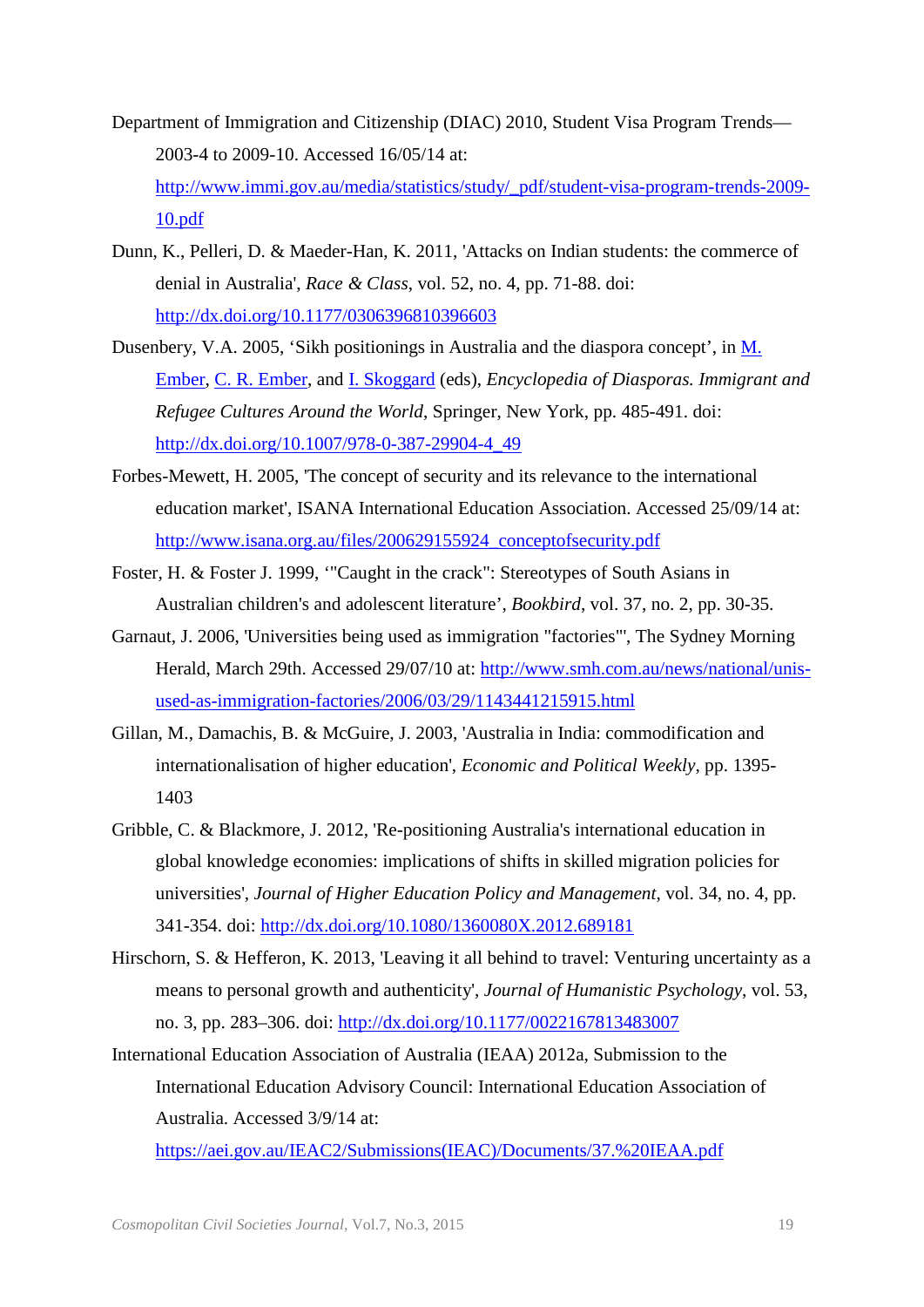Department of Immigration and Citizenship (DIAC) 2010, Student Visa Program Trends—2003-4 to 2009-10. Accessed 16/05/14 at: http://www.immi.gov.au/media/statistics/study/_pdf/student-visa-program-trends-2009-10.pdf

Dunn, K., Pelleri, D. & Maeder-Han, K. 2011, 'Attacks on Indian students: the commerce of denial in Australia', *Race & Class*, vol. 52, no. 4, pp. 71-88. doi: http://dx.doi.org/10.1177/0306396810396603

Dusenbery, V.A. 2005, 'Sikh positionings in Australia and the diaspora concept', in M. Ember, C. R. Ember, and I. Skoggard (eds), *Encyclopedia of Diasporas. Immigrant and Refugee Cultures Around the World*, Springer, New York, pp. 485-491. doi: http://dx.doi.org/10.1007/978-0-387-29904-4_49

Forbes-Mewett, H. 2005, 'The concept of security and its relevance to the international education market', ISANA International Education Association. Accessed 25/09/14 at: http://www.isana.org.au/files/200629155924_conceptofsecurity.pdf

Foster, H. & Foster J. 1999, '"Caught in the crack": Stereotypes of South Asians in Australian children's and adolescent literature', *Bookbird*, vol. 37, no. 2, pp. 30-35.

Garnaut, J. 2006, 'Universities being used as immigration "factories"', The Sydney Morning Herald, March 29th. Accessed 29/07/10 at: http://www.smh.com.au/news/national/unis-used-as-immigration-factories/2006/03/29/1143441215915.html

Gillan, M., Damachis, B. & McGuire, J. 2003, 'Australia in India: commodification and internationalisation of higher education', *Economic and Political Weekly*, pp. 1395-1403

Gribble, C. & Blackmore, J. 2012, 'Re-positioning Australia's international education in global knowledge economies: implications of shifts in skilled migration policies for universities', *Journal of Higher Education Policy and Management*, vol. 34, no. 4, pp. 341-354. doi: http://dx.doi.org/10.1080/1360080X.2012.689181

Hirschorn, S. & Hefferon, K. 2013, 'Leaving it all behind to travel: Venturing uncertainty as a means to personal growth and authenticity', *Journal of Humanistic Psychology*, vol. 53, no. 3, pp. 283–306. doi: http://dx.doi.org/10.1177/0022167813483007

International Education Association of Australia (IEAA) 2012a, Submission to the International Education Advisory Council: International Education Association of Australia. Accessed 3/9/14 at: https://aei.gov.au/IEAC2/Submissions(IEAC)/Documents/37.%20IEAA.pdf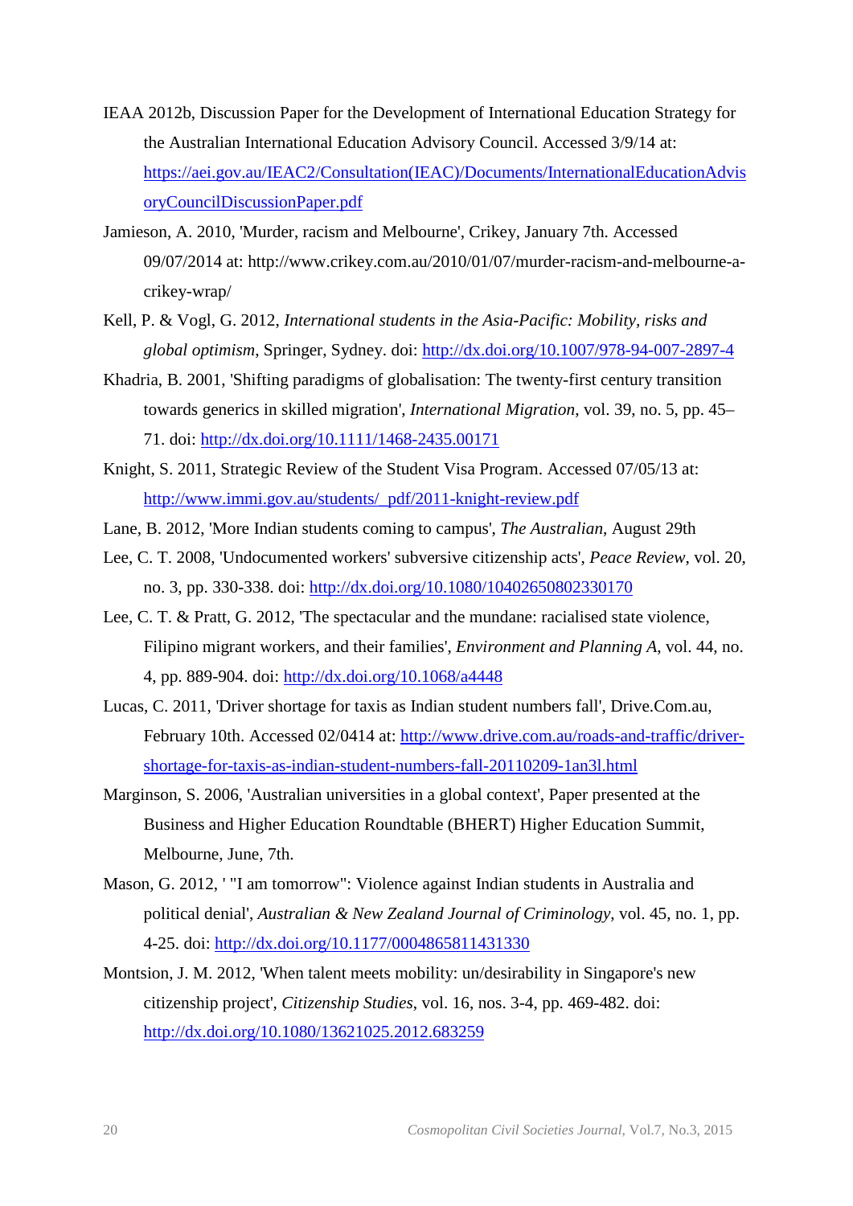IEAA 2012b, Discussion Paper for the Development of International Education Strategy for the Australian International Education Advisory Council. Accessed 3/9/14 at: https://aei.gov.au/IEAC2/Consultation(IEAC)/Documents/InternationalEducationAdvisoryCouncilDiscussionPaper.pdf

Jamieson, A. 2010, 'Murder, racism and Melbourne', Crikey, January 7th. Accessed 09/07/2014 at: http://www.crikey.com.au/2010/01/07/murder-racism-and-melbourne-a-crikey-wrap/

Kell, P. & Vogl, G. 2012, *International students in the Asia-Pacific: Mobility, risks and global optimism*, Springer, Sydney. doi: http://dx.doi.org/10.1007/978-94-007-2897-4

Khadria, B. 2001, 'Shifting paradigms of globalisation: The twenty-first century transition towards generics in skilled migration', *International Migration*, vol. 39, no. 5, pp. 45–71. doi: http://dx.doi.org/10.1111/1468-2435.00171

Knight, S. 2011, Strategic Review of the Student Visa Program. Accessed 07/05/13 at: http://www.immi.gov.au/students/_pdf/2011-knight-review.pdf

Lane, B. 2012, 'More Indian students coming to campus', *The Australian*, August 29th

Lee, C. T. 2008, 'Undocumented workers' subversive citizenship acts', *Peace Review*, vol. 20, no. 3, pp. 330-338. doi: http://dx.doi.org/10.1080/10402650802330170

Lee, C. T. & Pratt, G. 2012, 'The spectacular and the mundane: racialised state violence, Filipino migrant workers, and their families', *Environment and Planning A*, vol. 44, no. 4, pp. 889-904. doi: http://dx.doi.org/10.1068/a4448

Lucas, C. 2011, 'Driver shortage for taxis as Indian student numbers fall', Drive.Com.au, February 10th. Accessed 02/0414 at: http://www.drive.com.au/roads-and-traffic/driver-shortage-for-taxis-as-indian-student-numbers-fall-20110209-1an3l.html

Marginson, S. 2006, 'Australian universities in a global context', Paper presented at the Business and Higher Education Roundtable (BHERT) Higher Education Summit, Melbourne, June, 7th.

Mason, G. 2012, ' "I am tomorrow": Violence against Indian students in Australia and political denial', *Australian & New Zealand Journal of Criminology*, vol. 45, no. 1, pp. 4-25. doi: http://dx.doi.org/10.1177/0004865811431330

Montsion, J. M. 2012, 'When talent meets mobility: un/desirability in Singapore's new citizenship project', *Citizenship Studies*, vol. 16, nos. 3-4, pp. 469-482. doi: http://dx.doi.org/10.1080/13621025.2012.683259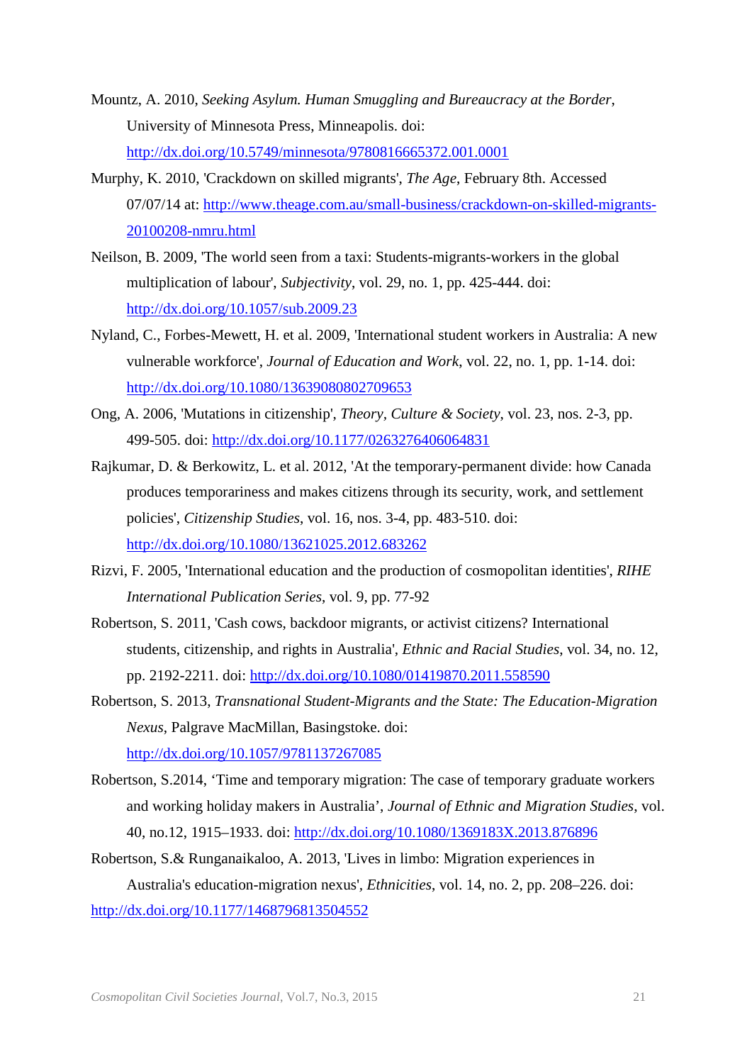Mountz, A. 2010, *Seeking Asylum. Human Smuggling and Bureaucracy at the Border*, University of Minnesota Press, Minneapolis. doi: http://dx.doi.org/10.5749/minnesota/9780816665372.001.0001

Murphy, K. 2010, 'Crackdown on skilled migrants', *The Age*, February 8th. Accessed 07/07/14 at: http://www.theage.com.au/small-business/crackdown-on-skilled-migrants-20100208-nmru.html

Neilson, B. 2009, 'The world seen from a taxi: Students-migrants-workers in the global multiplication of labour', *Subjectivity*, vol. 29, no. 1, pp. 425-444. doi: http://dx.doi.org/10.1057/sub.2009.23

Nyland, C., Forbes-Mewett, H. et al. 2009, 'International student workers in Australia: A new vulnerable workforce', *Journal of Education and Work*, vol. 22, no. 1, pp. 1-14. doi: http://dx.doi.org/10.1080/13639080802709653

Ong, A. 2006, 'Mutations in citizenship', *Theory, Culture & Society*, vol. 23, nos. 2-3, pp. 499-505. doi: http://dx.doi.org/10.1177/0263276406064831

Rajkumar, D. & Berkowitz, L. et al. 2012, 'At the temporary-permanent divide: how Canada produces temporariness and makes citizens through its security, work, and settlement policies', *Citizenship Studies*, vol. 16, nos. 3-4, pp. 483-510. doi: http://dx.doi.org/10.1080/13621025.2012.683262

Rizvi, F. 2005, 'International education and the production of cosmopolitan identities', *RIHE International Publication Series*, vol. 9, pp. 77-92

Robertson, S. 2011, 'Cash cows, backdoor migrants, or activist citizens? International students, citizenship, and rights in Australia', *Ethnic and Racial Studies*, vol. 34, no. 12, pp. 2192-2211. doi: http://dx.doi.org/10.1080/01419870.2011.558590

Robertson, S. 2013, *Transnational Student-Migrants and the State: The Education-Migration Nexus*, Palgrave MacMillan, Basingstoke. doi: http://dx.doi.org/10.1057/9781137267085

Robertson, S.2014, 'Time and temporary migration: The case of temporary graduate workers and working holiday makers in Australia', *Journal of Ethnic and Migration Studies*, vol. 40, no.12, 1915–1933. doi: http://dx.doi.org/10.1080/1369183X.2013.876896

Robertson, S.& Runganaikaloo, A. 2013, 'Lives in limbo: Migration experiences in Australia's education-migration nexus', *Ethnicities*, vol. 14, no. 2, pp. 208–226. doi: http://dx.doi.org/10.1177/1468796813504552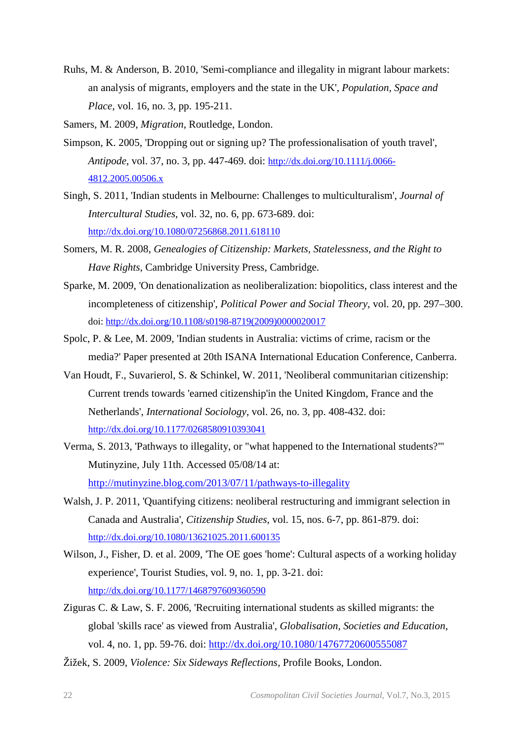Ruhs, M. & Anderson, B. 2010, 'Semi-compliance and illegality in migrant labour markets: an analysis of migrants, employers and the state in the UK', *Population, Space and Place*, vol. 16, no. 3, pp. 195-211.

Samers, M. 2009, *Migration*, Routledge, London.

Simpson, K. 2005, 'Dropping out or signing up? The professionalisation of youth travel', *Antipode*, vol. 37, no. 3, pp. 447-469. doi: http://dx.doi.org/10.1111/j.0066-4812.2005.00506.x

Singh, S. 2011, 'Indian students in Melbourne: Challenges to multiculturalism', *Journal of Intercultural Studies*, vol. 32, no. 6, pp. 673-689. doi: http://dx.doi.org/10.1080/07256868.2011.618110

Somers, M. R. 2008, *Genealogies of Citizenship: Markets, Statelessness, and the Right to Have Rights*, Cambridge University Press, Cambridge.

Sparke, M. 2009, 'On denationalization as neoliberalization: biopolitics, class interest and the incompleteness of citizenship', *Political Power and Social Theory*, vol. 20, pp. 297–300. doi: http://dx.doi.org/10.1108/s0198-8719(2009)0000020017

Spolc, P. & Lee, M. 2009, 'Indian students in Australia: victims of crime, racism or the media?' Paper presented at 20th ISANA International Education Conference, Canberra.

Van Houdt, F., Suvarierol, S. & Schinkel, W. 2011, 'Neoliberal communitarian citizenship: Current trends towards 'earned citizenship'in the United Kingdom, France and the Netherlands', *International Sociology*, vol. 26, no. 3, pp. 408-432. doi: http://dx.doi.org/10.1177/0268580910393041

Verma, S. 2013, 'Pathways to illegality, or "what happened to the International students?"' Mutinyzine, July 11th. Accessed 05/08/14 at: http://mutinyzine.blog.com/2013/07/11/pathways-to-illegality

Walsh, J. P. 2011, 'Quantifying citizens: neoliberal restructuring and immigrant selection in Canada and Australia', *Citizenship Studies*, vol. 15, nos. 6-7, pp. 861-879. doi: http://dx.doi.org/10.1080/13621025.2011.600135

Wilson, J., Fisher, D. et al. 2009, 'The OE goes 'home': Cultural aspects of a working holiday experience', Tourist Studies, vol. 9, no. 1, pp. 3-21. doi: http://dx.doi.org/10.1177/1468797609360590

Ziguras C. & Law, S. F. 2006, 'Recruiting international students as skilled migrants: the global 'skills race' as viewed from Australia', *Globalisation, Societies and Education*, vol. 4, no. 1, pp. 59-76. doi: http://dx.doi.org/10.1080/14767720600555087

Žižek, S. 2009, *Violence: Six Sideways Reflections*, Profile Books, London.